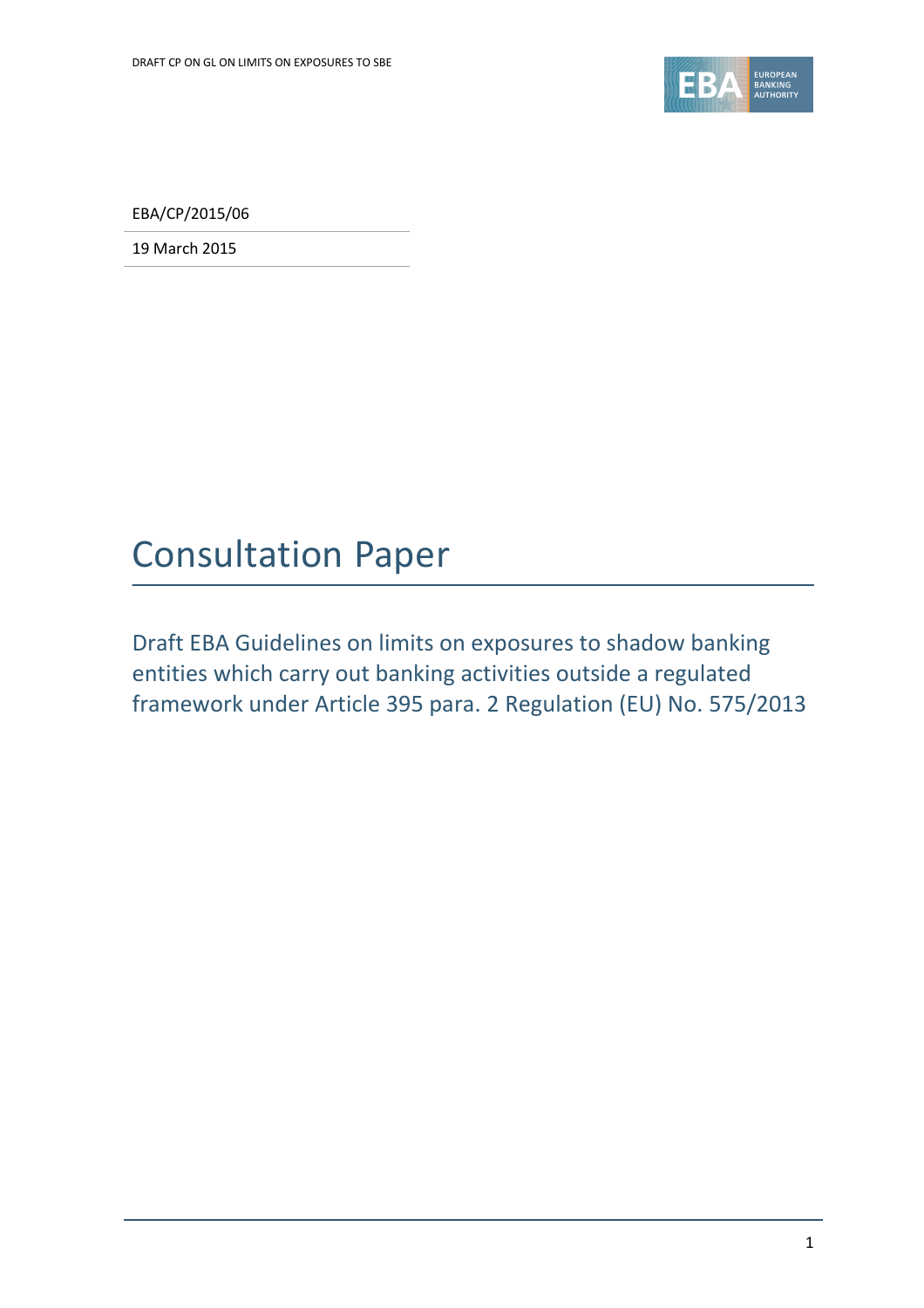EBA/CP/2015/06

19 March 2015

# Consultation Paper

## Draft EBA Guidelines on limits on exposures to shadow banking entities which carry out banking activities outside a regulated framework under Article 395 para. 2 Regulation (EU) No. 575/2013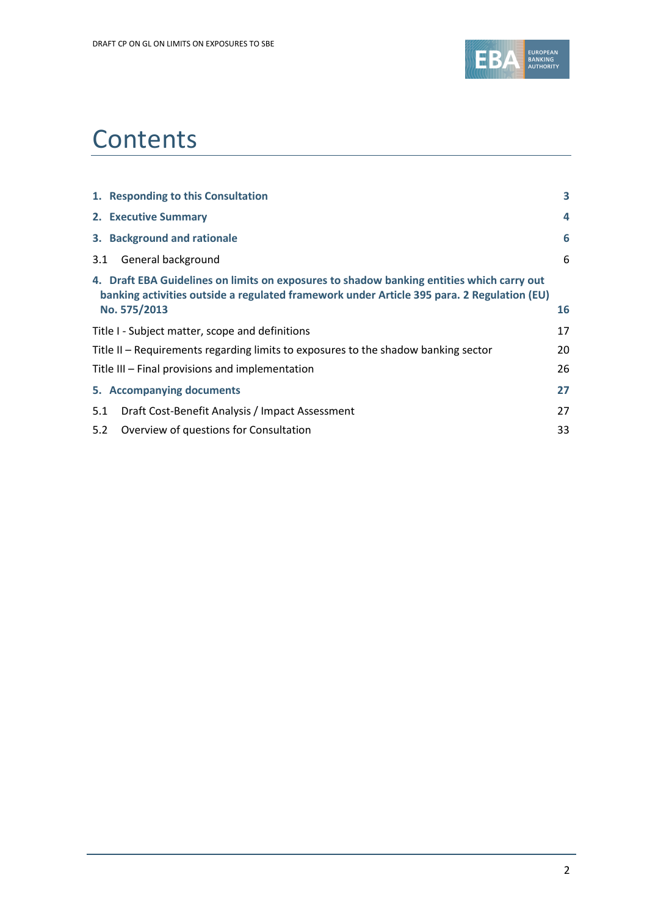# Contents

| | |
|---|---|
| **1. Responding to this Consultation** | **3** |
| **2. Executive Summary** | **4** |
| **3. Background and rationale** | **6** |
| 3.1 General background | 6 |
| **4. Draft EBA Guidelines on limits on exposures to shadow banking entities which carry out banking activities outside a regulated framework under Article 395 para. 2 Regulation (EU) No. 575/2013** | **16** |
| Title I - Subject matter, scope and definitions | 17 |
| Title II – Requirements regarding limits to exposures to the shadow banking sector | 20 |
| Title III – Final provisions and implementation | 26 |
| **5. Accompanying documents** | **27** |
| 5.1 Draft Cost-Benefit Analysis / Impact Assessment | 27 |
| 5.2 Overview of questions for Consultation | 33 |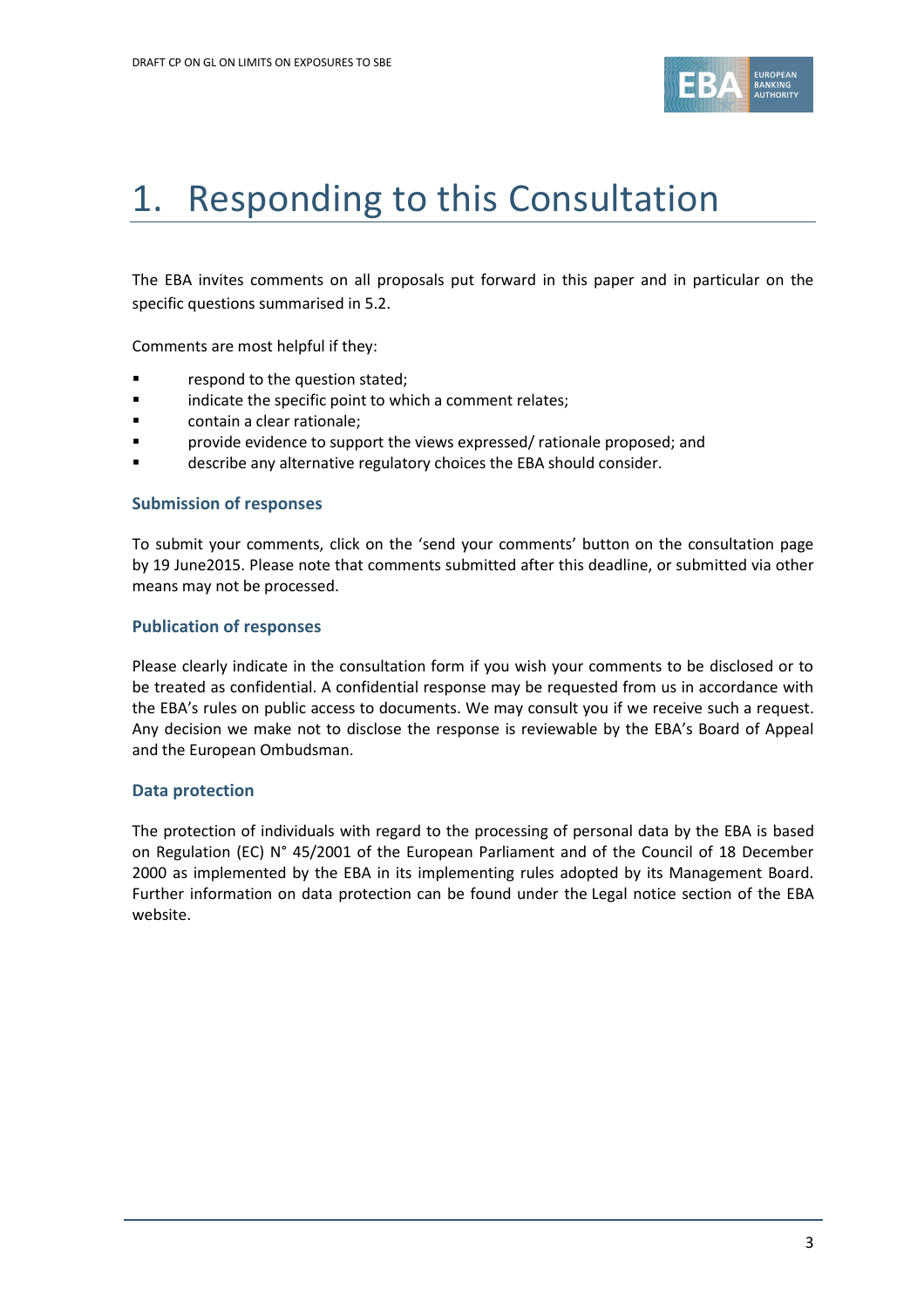# 1. Responding to this Consultation

The EBA invites comments on all proposals put forward in this paper and in particular on the specific questions summarised in 5.2.

Comments are most helpful if they:

- respond to the question stated;
- indicate the specific point to which a comment relates;
- contain a clear rationale;
- provide evidence to support the views expressed/ rationale proposed; and
- describe any alternative regulatory choices the EBA should consider.

### Submission of responses

To submit your comments, click on the 'send your comments' button on the consultation page by 19 June2015. Please note that comments submitted after this deadline, or submitted via other means may not be processed.

### Publication of responses

Please clearly indicate in the consultation form if you wish your comments to be disclosed or to be treated as confidential. A confidential response may be requested from us in accordance with the EBA's rules on public access to documents. We may consult you if we receive such a request. Any decision we make not to disclose the response is reviewable by the EBA's Board of Appeal and the European Ombudsman.

### Data protection

The protection of individuals with regard to the processing of personal data by the EBA is based on Regulation (EC) N° 45/2001 of the European Parliament and of the Council of 18 December 2000 as implemented by the EBA in its implementing rules adopted by its Management Board. Further information on data protection can be found under the Legal notice section of the EBA website.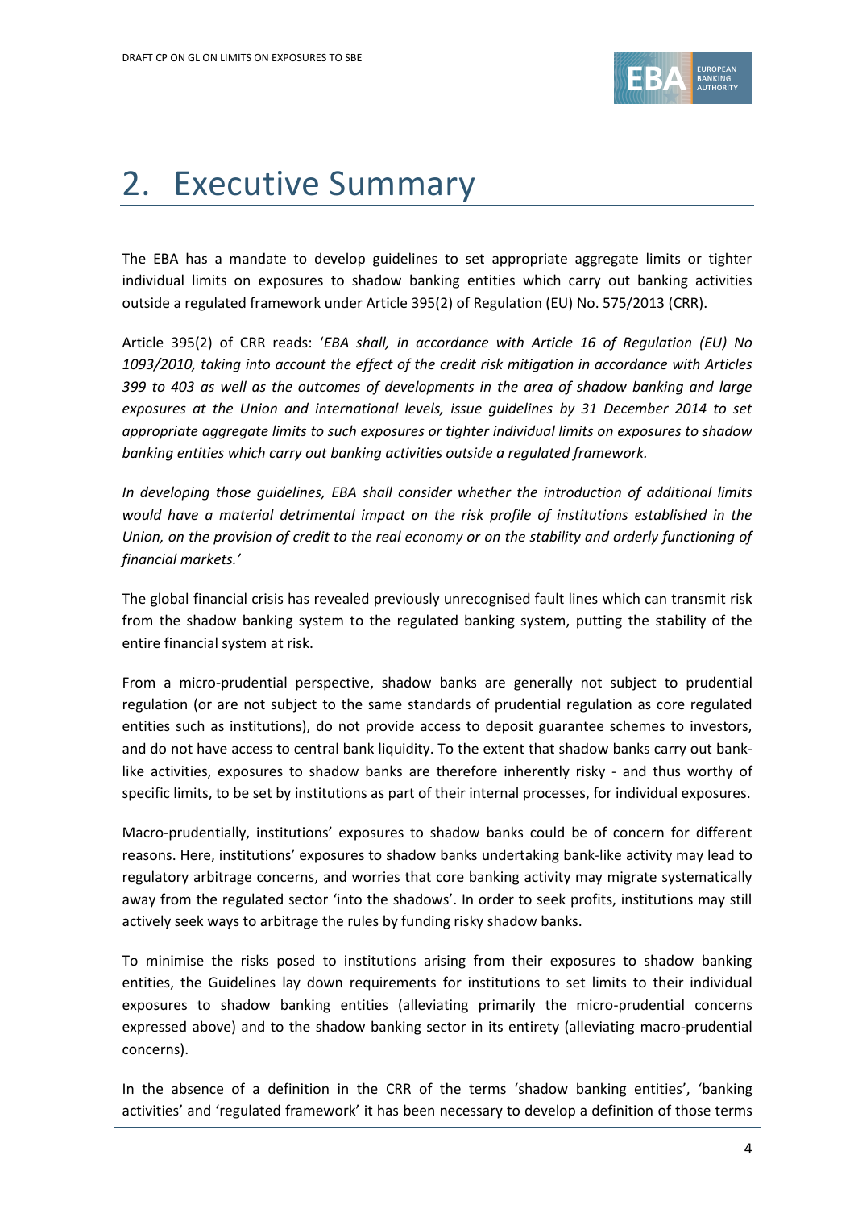# 2. Executive Summary

The EBA has a mandate to develop guidelines to set appropriate aggregate limits or tighter individual limits on exposures to shadow banking entities which carry out banking activities outside a regulated framework under Article 395(2) of Regulation (EU) No. 575/2013 (CRR).

Article 395(2) of CRR reads: '*EBA shall, in accordance with Article 16 of Regulation (EU) No 1093/2010, taking into account the effect of the credit risk mitigation in accordance with Articles 399 to 403 as well as the outcomes of developments in the area of shadow banking and large exposures at the Union and international levels, issue guidelines by 31 December 2014 to set appropriate aggregate limits to such exposures or tighter individual limits on exposures to shadow banking entities which carry out banking activities outside a regulated framework.*

*In developing those guidelines, EBA shall consider whether the introduction of additional limits would have a material detrimental impact on the risk profile of institutions established in the Union, on the provision of credit to the real economy or on the stability and orderly functioning of financial markets.*'

The global financial crisis has revealed previously unrecognised fault lines which can transmit risk from the shadow banking system to the regulated banking system, putting the stability of the entire financial system at risk.

From a micro-prudential perspective, shadow banks are generally not subject to prudential regulation (or are not subject to the same standards of prudential regulation as core regulated entities such as institutions), do not provide access to deposit guarantee schemes to investors, and do not have access to central bank liquidity. To the extent that shadow banks carry out bank-like activities, exposures to shadow banks are therefore inherently risky - and thus worthy of specific limits, to be set by institutions as part of their internal processes, for individual exposures.

Macro-prudentially, institutions' exposures to shadow banks could be of concern for different reasons. Here, institutions' exposures to shadow banks undertaking bank-like activity may lead to regulatory arbitrage concerns, and worries that core banking activity may migrate systematically away from the regulated sector 'into the shadows'. In order to seek profits, institutions may still actively seek ways to arbitrage the rules by funding risky shadow banks.

To minimise the risks posed to institutions arising from their exposures to shadow banking entities, the Guidelines lay down requirements for institutions to set limits to their individual exposures to shadow banking entities (alleviating primarily the micro-prudential concerns expressed above) and to the shadow banking sector in its entirety (alleviating macro-prudential concerns).

In the absence of a definition in the CRR of the terms 'shadow banking entities', 'banking activities' and 'regulated framework' it has been necessary to develop a definition of those terms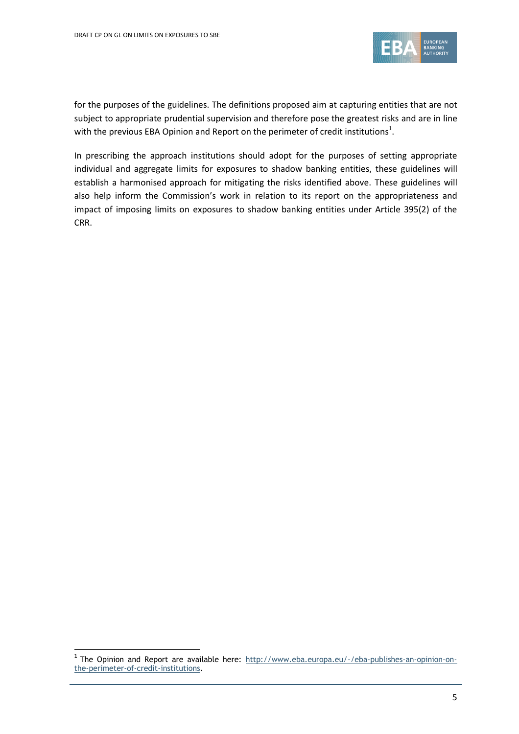for the purposes of the guidelines. The definitions proposed aim at capturing entities that are not subject to appropriate prudential supervision and therefore pose the greatest risks and are in line with the previous EBA Opinion and Report on the perimeter of credit institutions[1].

In prescribing the approach institutions should adopt for the purposes of setting appropriate individual and aggregate limits for exposures to shadow banking entities, these guidelines will establish a harmonised approach for mitigating the risks identified above. These guidelines will also help inform the Commission's work in relation to its report on the appropriateness and impact of imposing limits on exposures to shadow banking entities under Article 395(2) of the CRR.

[1] The Opinion and Report are available here: http://www.eba.europa.eu/-/eba-publishes-an-opinion-on-the-perimeter-of-credit-institutions.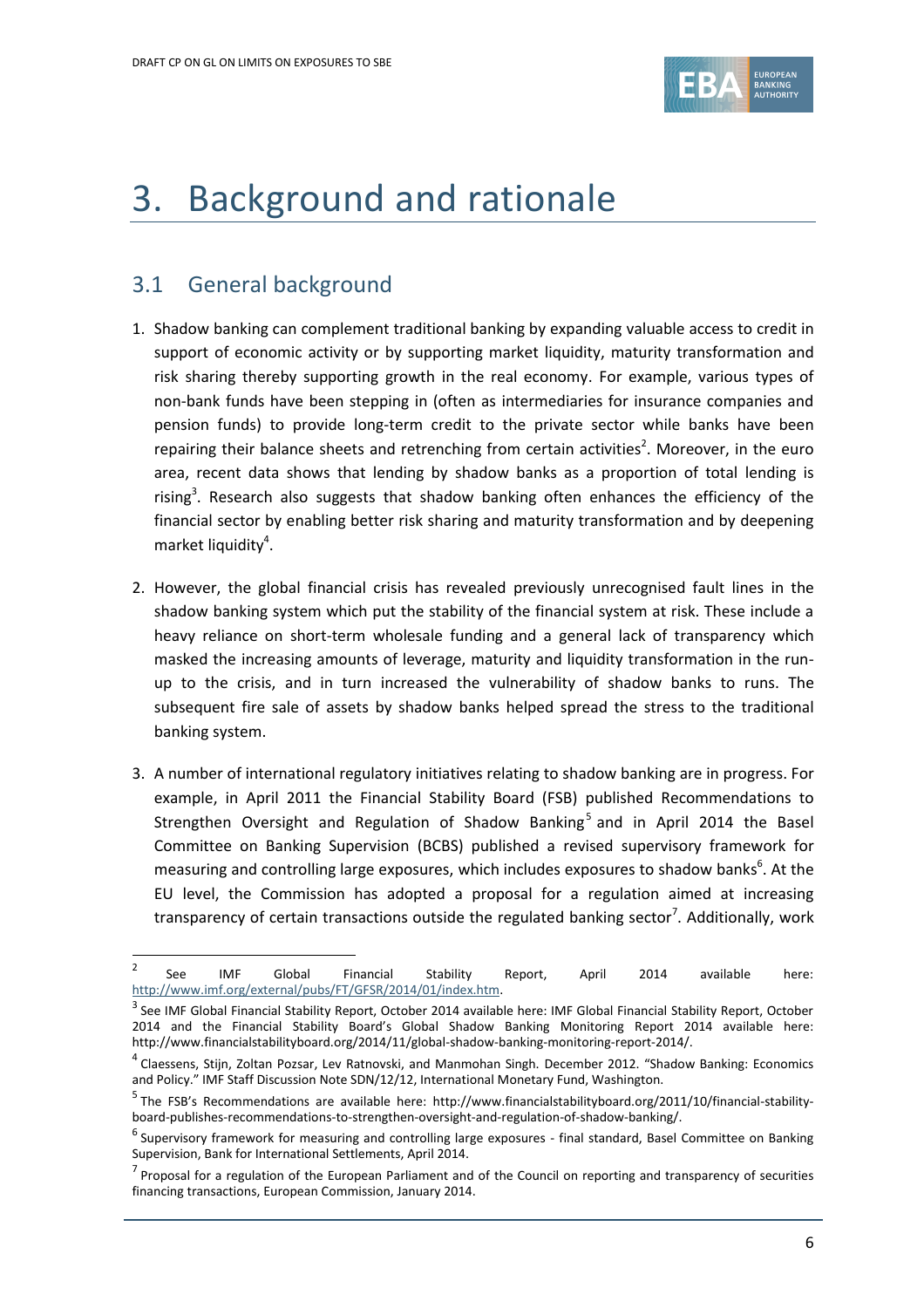# 3. Background and rationale

## 3.1 General background

1. Shadow banking can complement traditional banking by expanding valuable access to credit in support of economic activity or by supporting market liquidity, maturity transformation and risk sharing thereby supporting growth in the real economy. For example, various types of non-bank funds have been stepping in (often as intermediaries for insurance companies and pension funds) to provide long-term credit to the private sector while banks have been repairing their balance sheets and retrenching from certain activities[2]. Moreover, in the euro area, recent data shows that lending by shadow banks as a proportion of total lending is rising[3]. Research also suggests that shadow banking often enhances the efficiency of the financial sector by enabling better risk sharing and maturity transformation and by deepening market liquidity[4].

2. However, the global financial crisis has revealed previously unrecognised fault lines in the shadow banking system which put the stability of the financial system at risk. These include a heavy reliance on short-term wholesale funding and a general lack of transparency which masked the increasing amounts of leverage, maturity and liquidity transformation in the run-up to the crisis, and in turn increased the vulnerability of shadow banks to runs. The subsequent fire sale of assets by shadow banks helped spread the stress to the traditional banking system.

3. A number of international regulatory initiatives relating to shadow banking are in progress. For example, in April 2011 the Financial Stability Board (FSB) published Recommendations to Strengthen Oversight and Regulation of Shadow Banking[5] and in April 2014 the Basel Committee on Banking Supervision (BCBS) published a revised supervisory framework for measuring and controlling large exposures, which includes exposures to shadow banks[6]. At the EU level, the Commission has adopted a proposal for a regulation aimed at increasing transparency of certain transactions outside the regulated banking sector[7]. Additionally, work

---

[2] See IMF Global Financial Stability Report, April 2014 available here: http://www.imf.org/external/pubs/FT/GFSR/2014/01/index.htm.

[3] See IMF Global Financial Stability Report, October 2014 available here: IMF Global Financial Stability Report, October 2014 and the Financial Stability Board's Global Shadow Banking Monitoring Report 2014 available here: http://www.financialstabilityboard.org/2014/11/global-shadow-banking-monitoring-report-2014/.

[4] Claessens, Stijn, Zoltan Pozsar, Lev Ratnovski, and Manmohan Singh. December 2012. "Shadow Banking: Economics and Policy." IMF Staff Discussion Note SDN/12/12, International Monetary Fund, Washington.

[5] The FSB's Recommendations are available here: http://www.financialstabilityboard.org/2011/10/financial-stability-board-publishes-recommendations-to-strengthen-oversight-and-regulation-of-shadow-banking/.

[6] Supervisory framework for measuring and controlling large exposures - final standard, Basel Committee on Banking Supervision, Bank for International Settlements, April 2014.

[7] Proposal for a regulation of the European Parliament and of the Council on reporting and transparency of securities financing transactions, European Commission, January 2014.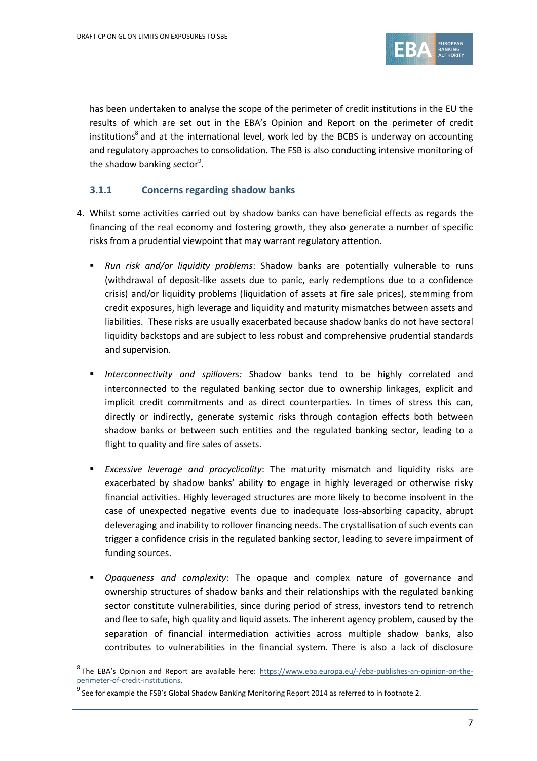has been undertaken to analyse the scope of the perimeter of credit institutions in the EU the results of which are set out in the EBA's Opinion and Report on the perimeter of credit institutions[8] and at the international level, work led by the BCBS is underway on accounting and regulatory approaches to consolidation. The FSB is also conducting intensive monitoring of the shadow banking sector[9].

### 3.1.1 Concerns regarding shadow banks

4. Whilst some activities carried out by shadow banks can have beneficial effects as regards the financing of the real economy and fostering growth, they also generate a number of specific risks from a prudential viewpoint that may warrant regulatory attention.

   - *Run risk and/or liquidity problems*: Shadow banks are potentially vulnerable to runs (withdrawal of deposit-like assets due to panic, early redemptions due to a confidence crisis) and/or liquidity problems (liquidation of assets at fire sale prices), stemming from credit exposures, high leverage and liquidity and maturity mismatches between assets and liabilities. These risks are usually exacerbated because shadow banks do not have sectoral liquidity backstops and are subject to less robust and comprehensive prudential standards and supervision.

   - *Interconnectivity and spillovers:* Shadow banks tend to be highly correlated and interconnected to the regulated banking sector due to ownership linkages, explicit and implicit credit commitments and as direct counterparties. In times of stress this can, directly or indirectly, generate systemic risks through contagion effects both between shadow banks or between such entities and the regulated banking sector, leading to a flight to quality and fire sales of assets.

   - *Excessive leverage and procyclicality*: The maturity mismatch and liquidity risks are exacerbated by shadow banks' ability to engage in highly leveraged or otherwise risky financial activities. Highly leveraged structures are more likely to become insolvent in the case of unexpected negative events due to inadequate loss-absorbing capacity, abrupt deleveraging and inability to rollover financing needs. The crystallisation of such events can trigger a confidence crisis in the regulated banking sector, leading to severe impairment of funding sources.

   - *Opaqueness and complexity*: The opaque and complex nature of governance and ownership structures of shadow banks and their relationships with the regulated banking sector constitute vulnerabilities, since during period of stress, investors tend to retrench and flee to safe, high quality and liquid assets. The inherent agency problem, caused by the separation of financial intermediation activities across multiple shadow banks, also contributes to vulnerabilities in the financial system. There is also a lack of disclosure

---

[8] The EBA's Opinion and Report are available here: https://www.eba.europa.eu/-/eba-publishes-an-opinion-on-the-perimeter-of-credit-institutions.

[9] See for example the FSB's Global Shadow Banking Monitoring Report 2014 as referred to in footnote 2.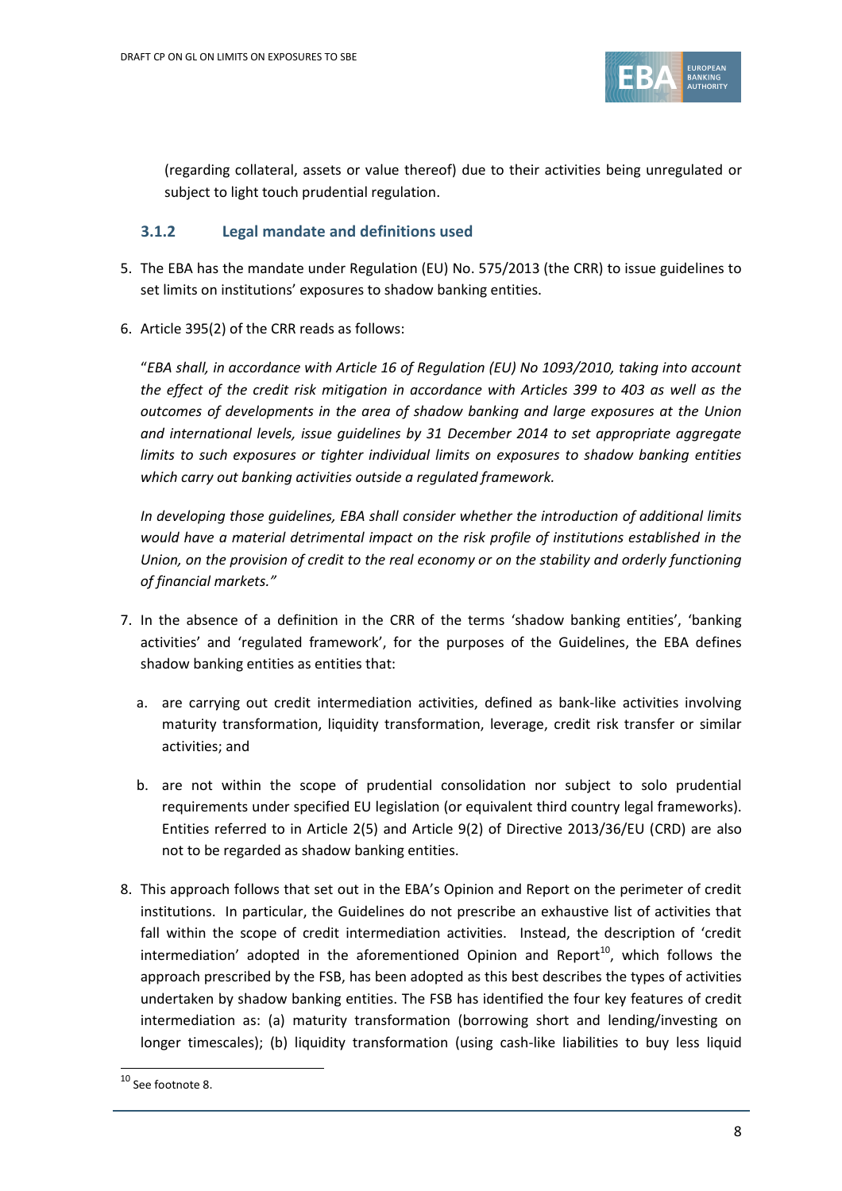(regarding collateral, assets or value thereof) due to their activities being unregulated or subject to light touch prudential regulation.

### 3.1.2 Legal mandate and definitions used

5. The EBA has the mandate under Regulation (EU) No. 575/2013 (the CRR) to issue guidelines to set limits on institutions' exposures to shadow banking entities.

6. Article 395(2) of the CRR reads as follows:

   "*EBA shall, in accordance with Article 16 of Regulation (EU) No 1093/2010, taking into account the effect of the credit risk mitigation in accordance with Articles 399 to 403 as well as the outcomes of developments in the area of shadow banking and large exposures at the Union and international levels, issue guidelines by 31 December 2014 to set appropriate aggregate limits to such exposures or tighter individual limits on exposures to shadow banking entities which carry out banking activities outside a regulated framework.*

   *In developing those guidelines, EBA shall consider whether the introduction of additional limits would have a material detrimental impact on the risk profile of institutions established in the Union, on the provision of credit to the real economy or on the stability and orderly functioning of financial markets."*

7. In the absence of a definition in the CRR of the terms 'shadow banking entities', 'banking activities' and 'regulated framework', for the purposes of the Guidelines, the EBA defines shadow banking entities as entities that:

   a. are carrying out credit intermediation activities, defined as bank-like activities involving maturity transformation, liquidity transformation, leverage, credit risk transfer or similar activities; and

   b. are not within the scope of prudential consolidation nor subject to solo prudential requirements under specified EU legislation (or equivalent third country legal frameworks). Entities referred to in Article 2(5) and Article 9(2) of Directive 2013/36/EU (CRD) are also not to be regarded as shadow banking entities.

8. This approach follows that set out in the EBA's Opinion and Report on the perimeter of credit institutions. In particular, the Guidelines do not prescribe an exhaustive list of activities that fall within the scope of credit intermediation activities. Instead, the description of 'credit intermediation' adopted in the aforementioned Opinion and Report[10], which follows the approach prescribed by the FSB, has been adopted as this best describes the types of activities undertaken by shadow banking entities. The FSB has identified the four key features of credit intermediation as: (a) maturity transformation (borrowing short and lending/investing on longer timescales); (b) liquidity transformation (using cash-like liabilities to buy less liquid

[10] See footnote 8.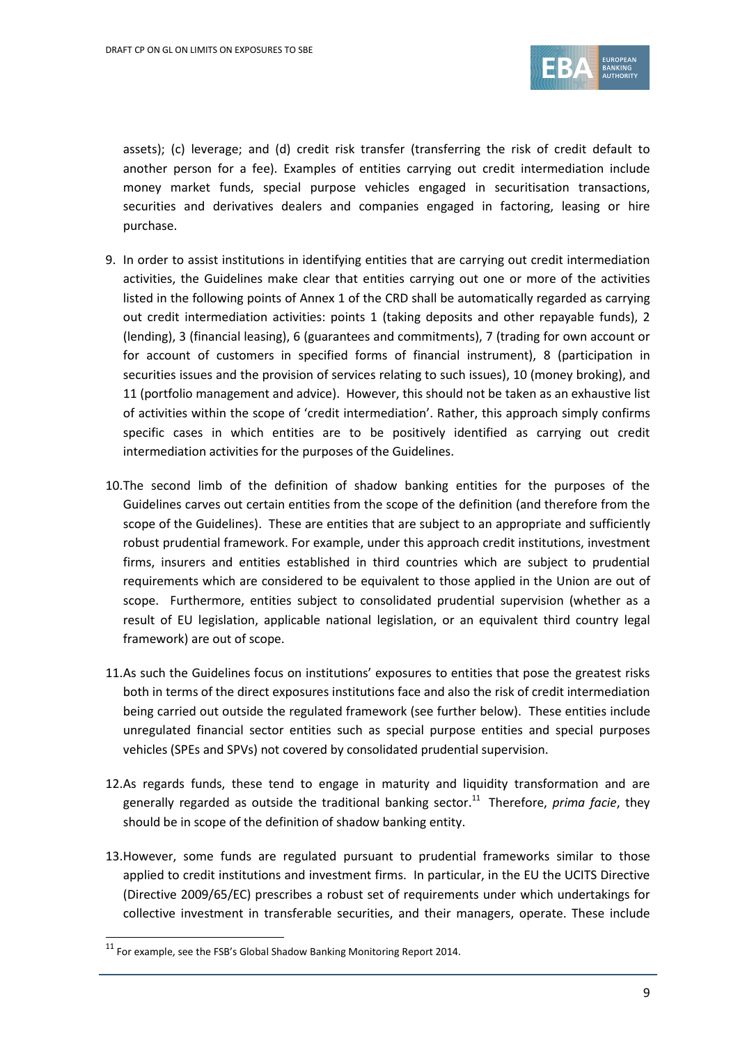assets); (c) leverage; and (d) credit risk transfer (transferring the risk of credit default to another person for a fee). Examples of entities carrying out credit intermediation include money market funds, special purpose vehicles engaged in securitisation transactions, securities and derivatives dealers and companies engaged in factoring, leasing or hire purchase.

9. In order to assist institutions in identifying entities that are carrying out credit intermediation activities, the Guidelines make clear that entities carrying out one or more of the activities listed in the following points of Annex 1 of the CRD shall be automatically regarded as carrying out credit intermediation activities: points 1 (taking deposits and other repayable funds), 2 (lending), 3 (financial leasing), 6 (guarantees and commitments), 7 (trading for own account or for account of customers in specified forms of financial instrument), 8 (participation in securities issues and the provision of services relating to such issues), 10 (money broking), and 11 (portfolio management and advice). However, this should not be taken as an exhaustive list of activities within the scope of 'credit intermediation'. Rather, this approach simply confirms specific cases in which entities are to be positively identified as carrying out credit intermediation activities for the purposes of the Guidelines.

10. The second limb of the definition of shadow banking entities for the purposes of the Guidelines carves out certain entities from the scope of the definition (and therefore from the scope of the Guidelines). These are entities that are subject to an appropriate and sufficiently robust prudential framework. For example, under this approach credit institutions, investment firms, insurers and entities established in third countries which are subject to prudential requirements which are considered to be equivalent to those applied in the Union are out of scope. Furthermore, entities subject to consolidated prudential supervision (whether as a result of EU legislation, applicable national legislation, or an equivalent third country legal framework) are out of scope.

11. As such the Guidelines focus on institutions' exposures to entities that pose the greatest risks both in terms of the direct exposures institutions face and also the risk of credit intermediation being carried out outside the regulated framework (see further below). These entities include unregulated financial sector entities such as special purpose entities and special purposes vehicles (SPEs and SPVs) not covered by consolidated prudential supervision.

12. As regards funds, these tend to engage in maturity and liquidity transformation and are generally regarded as outside the traditional banking sector.[11] Therefore, *prima facie*, they should be in scope of the definition of shadow banking entity.

13. However, some funds are regulated pursuant to prudential frameworks similar to those applied to credit institutions and investment firms. In particular, in the EU the UCITS Directive (Directive 2009/65/EC) prescribes a robust set of requirements under which undertakings for collective investment in transferable securities, and their managers, operate. These include

[11] For example, see the FSB's Global Shadow Banking Monitoring Report 2014.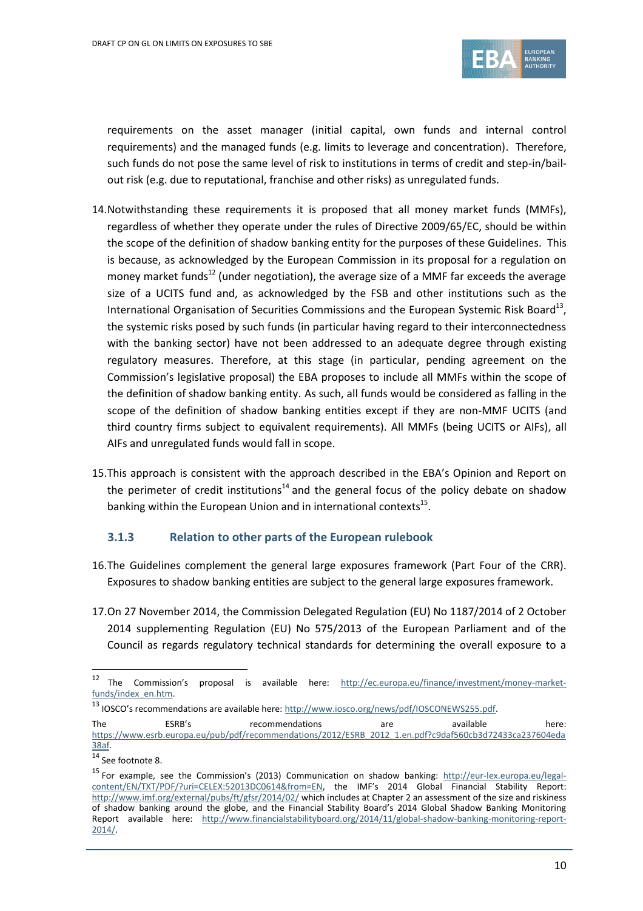requirements on the asset manager (initial capital, own funds and internal control requirements) and the managed funds (e.g. limits to leverage and concentration). Therefore, such funds do not pose the same level of risk to institutions in terms of credit and step-in/bail-out risk (e.g. due to reputational, franchise and other risks) as unregulated funds.

14. Notwithstanding these requirements it is proposed that all money market funds (MMFs), regardless of whether they operate under the rules of Directive 2009/65/EC, should be within the scope of the definition of shadow banking entity for the purposes of these Guidelines. This is because, as acknowledged by the European Commission in its proposal for a regulation on money market funds[12] (under negotiation), the average size of a MMF far exceeds the average size of a UCITS fund and, as acknowledged by the FSB and other institutions such as the International Organisation of Securities Commissions and the European Systemic Risk Board[13], the systemic risks posed by such funds (in particular having regard to their interconnectedness with the banking sector) have not been addressed to an adequate degree through existing regulatory measures. Therefore, at this stage (in particular, pending agreement on the Commission's legislative proposal) the EBA proposes to include all MMFs within the scope of the definition of shadow banking entity. As such, all funds would be considered as falling in the scope of the definition of shadow banking entities except if they are non-MMF UCITS (and third country firms subject to equivalent requirements). All MMFs (being UCITS or AIFs), all AIFs and unregulated funds would fall in scope.

15. This approach is consistent with the approach described in the EBA's Opinion and Report on the perimeter of credit institutions[14] and the general focus of the policy debate on shadow banking within the European Union and in international contexts[15].

### 3.1.3 Relation to other parts of the European rulebook

16. The Guidelines complement the general large exposures framework (Part Four of the CRR). Exposures to shadow banking entities are subject to the general large exposures framework.

17. On 27 November 2014, the Commission Delegated Regulation (EU) No 1187/2014 of 2 October 2014 supplementing Regulation (EU) No 575/2013 of the European Parliament and of the Council as regards regulatory technical standards for determining the overall exposure to a

---

[12] The Commission's proposal is available here: http://ec.europa.eu/finance/investment/money-market-funds/index_en.htm.

[13] IOSCO's recommendations are available here: http://www.iosco.org/news/pdf/IOSCONEWS255.pdf.

The ESRB's recommendations are available here: https://www.esrb.europa.eu/pub/pdf/recommendations/2012/ESRB_2012_1.en.pdf?c9daf560cb3d72433ca237604eda38af.

[14] See footnote 8.

[15] For example, see the Commission's (2013) Communication on shadow banking: http://eur-lex.europa.eu/legal-content/EN/TXT/PDF/?uri=CELEX:52013DC0614&from=EN, the IMF's 2014 Global Financial Stability Report: http://www.imf.org/external/pubs/ft/gfsr/2014/02/ which includes at Chapter 2 an assessment of the size and riskiness of shadow banking around the globe, and the Financial Stability Board's 2014 Global Shadow Banking Monitoring Report available here: http://www.financialstabilityboard.org/2014/11/global-shadow-banking-monitoring-report-2014/.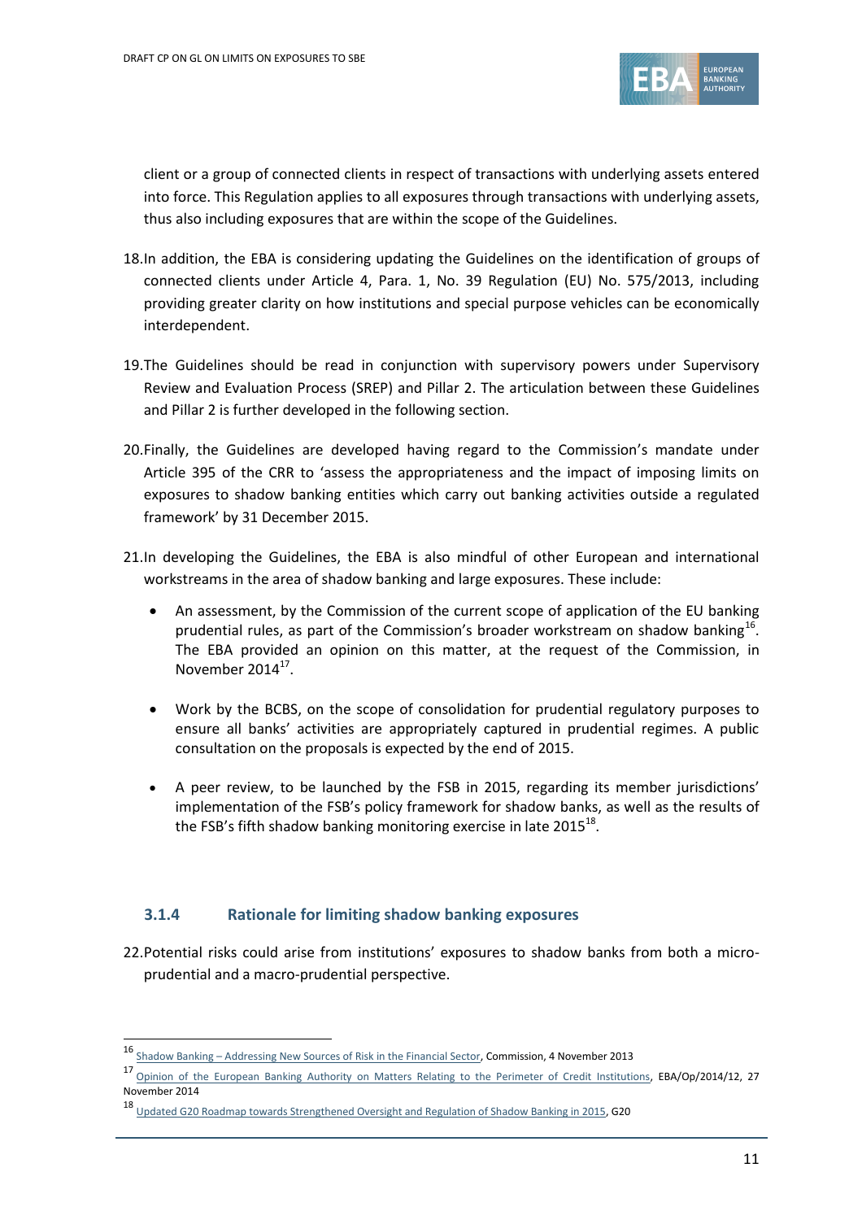client or a group of connected clients in respect of transactions with underlying assets entered into force. This Regulation applies to all exposures through transactions with underlying assets, thus also including exposures that are within the scope of the Guidelines.

18. In addition, the EBA is considering updating the Guidelines on the identification of groups of connected clients under Article 4, Para. 1, No. 39 Regulation (EU) No. 575/2013, including providing greater clarity on how institutions and special purpose vehicles can be economically interdependent.

19. The Guidelines should be read in conjunction with supervisory powers under Supervisory Review and Evaluation Process (SREP) and Pillar 2. The articulation between these Guidelines and Pillar 2 is further developed in the following section.

20. Finally, the Guidelines are developed having regard to the Commission's mandate under Article 395 of the CRR to 'assess the appropriateness and the impact of imposing limits on exposures to shadow banking entities which carry out banking activities outside a regulated framework' by 31 December 2015.

21. In developing the Guidelines, the EBA is also mindful of other European and international workstreams in the area of shadow banking and large exposures. These include:

- An assessment, by the Commission of the current scope of application of the EU banking prudential rules, as part of the Commission's broader workstream on shadow banking[16]. The EBA provided an opinion on this matter, at the request of the Commission, in November 2014[17].

- Work by the BCBS, on the scope of consolidation for prudential regulatory purposes to ensure all banks' activities are appropriately captured in prudential regimes. A public consultation on the proposals is expected by the end of 2015.

- A peer review, to be launched by the FSB in 2015, regarding its member jurisdictions' implementation of the FSB's policy framework for shadow banks, as well as the results of the FSB's fifth shadow banking monitoring exercise in late 2015[18].

### 3.1.4 Rationale for limiting shadow banking exposures

22. Potential risks could arise from institutions' exposures to shadow banks from both a micro-prudential and a macro-prudential perspective.

---

[16] Shadow Banking – Addressing New Sources of Risk in the Financial Sector, Commission, 4 November 2013

[17] Opinion of the European Banking Authority on Matters Relating to the Perimeter of Credit Institutions, EBA/Op/2014/12, 27 November 2014

[18] Updated G20 Roadmap towards Strengthened Oversight and Regulation of Shadow Banking in 2015, G20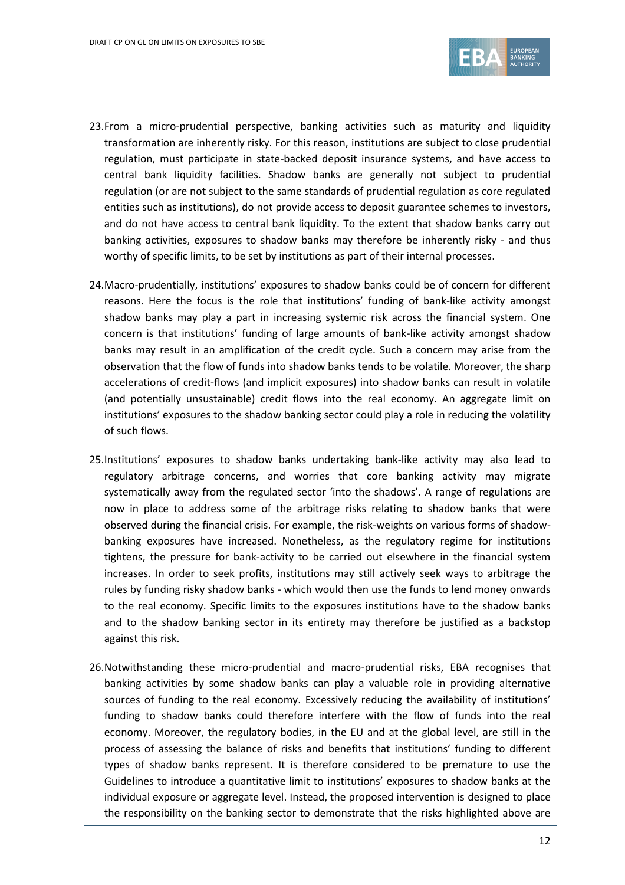23. From a micro-prudential perspective, banking activities such as maturity and liquidity transformation are inherently risky. For this reason, institutions are subject to close prudential regulation, must participate in state-backed deposit insurance systems, and have access to central bank liquidity facilities. Shadow banks are generally not subject to prudential regulation (or are not subject to the same standards of prudential regulation as core regulated entities such as institutions), do not provide access to deposit guarantee schemes to investors, and do not have access to central bank liquidity. To the extent that shadow banks carry out banking activities, exposures to shadow banks may therefore be inherently risky - and thus worthy of specific limits, to be set by institutions as part of their internal processes.

24. Macro-prudentially, institutions' exposures to shadow banks could be of concern for different reasons. Here the focus is the role that institutions' funding of bank-like activity amongst shadow banks may play a part in increasing systemic risk across the financial system. One concern is that institutions' funding of large amounts of bank-like activity amongst shadow banks may result in an amplification of the credit cycle. Such a concern may arise from the observation that the flow of funds into shadow banks tends to be volatile. Moreover, the sharp accelerations of credit-flows (and implicit exposures) into shadow banks can result in volatile (and potentially unsustainable) credit flows into the real economy. An aggregate limit on institutions' exposures to the shadow banking sector could play a role in reducing the volatility of such flows.

25. Institutions' exposures to shadow banks undertaking bank-like activity may also lead to regulatory arbitrage concerns, and worries that core banking activity may migrate systematically away from the regulated sector 'into the shadows'. A range of regulations are now in place to address some of the arbitrage risks relating to shadow banks that were observed during the financial crisis. For example, the risk-weights on various forms of shadow-banking exposures have increased. Nonetheless, as the regulatory regime for institutions tightens, the pressure for bank-activity to be carried out elsewhere in the financial system increases. In order to seek profits, institutions may still actively seek ways to arbitrage the rules by funding risky shadow banks - which would then use the funds to lend money onwards to the real economy. Specific limits to the exposures institutions have to the shadow banks and to the shadow banking sector in its entirety may therefore be justified as a backstop against this risk.

26. Notwithstanding these micro-prudential and macro-prudential risks, EBA recognises that banking activities by some shadow banks can play a valuable role in providing alternative sources of funding to the real economy. Excessively reducing the availability of institutions' funding to shadow banks could therefore interfere with the flow of funds into the real economy. Moreover, the regulatory bodies, in the EU and at the global level, are still in the process of assessing the balance of risks and benefits that institutions' funding to different types of shadow banks represent. It is therefore considered to be premature to use the Guidelines to introduce a quantitative limit to institutions' exposures to shadow banks at the individual exposure or aggregate level. Instead, the proposed intervention is designed to place the responsibility on the banking sector to demonstrate that the risks highlighted above are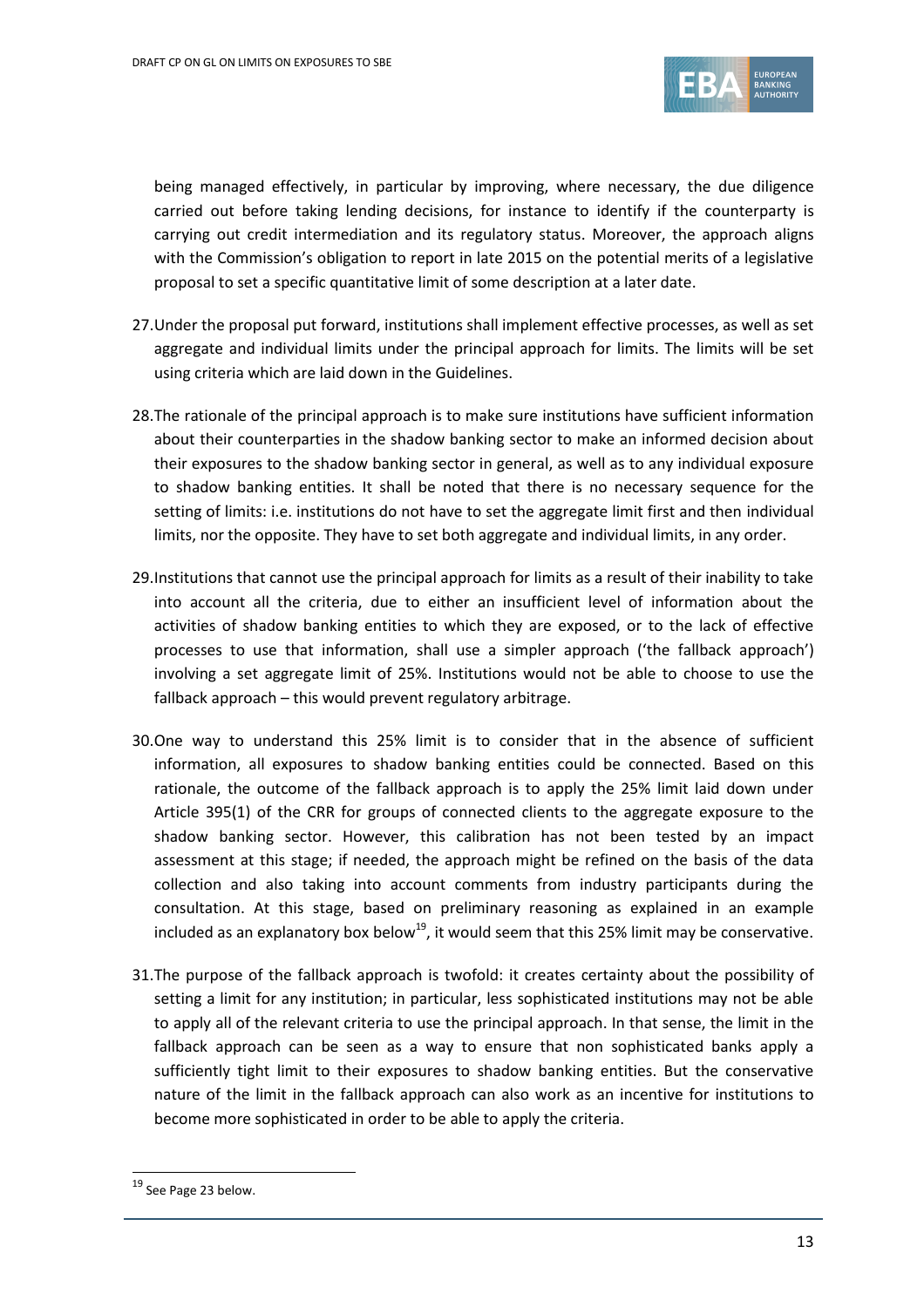being managed effectively, in particular by improving, where necessary, the due diligence carried out before taking lending decisions, for instance to identify if the counterparty is carrying out credit intermediation and its regulatory status. Moreover, the approach aligns with the Commission's obligation to report in late 2015 on the potential merits of a legislative proposal to set a specific quantitative limit of some description at a later date.

27. Under the proposal put forward, institutions shall implement effective processes, as well as set aggregate and individual limits under the principal approach for limits. The limits will be set using criteria which are laid down in the Guidelines.

28. The rationale of the principal approach is to make sure institutions have sufficient information about their counterparties in the shadow banking sector to make an informed decision about their exposures to the shadow banking sector in general, as well as to any individual exposure to shadow banking entities. It shall be noted that there is no necessary sequence for the setting of limits: i.e. institutions do not have to set the aggregate limit first and then individual limits, nor the opposite. They have to set both aggregate and individual limits, in any order.

29. Institutions that cannot use the principal approach for limits as a result of their inability to take into account all the criteria, due to either an insufficient level of information about the activities of shadow banking entities to which they are exposed, or to the lack of effective processes to use that information, shall use a simpler approach ('the fallback approach') involving a set aggregate limit of 25%. Institutions would not be able to choose to use the fallback approach – this would prevent regulatory arbitrage.

30. One way to understand this 25% limit is to consider that in the absence of sufficient information, all exposures to shadow banking entities could be connected. Based on this rationale, the outcome of the fallback approach is to apply the 25% limit laid down under Article 395(1) of the CRR for groups of connected clients to the aggregate exposure to the shadow banking sector. However, this calibration has not been tested by an impact assessment at this stage; if needed, the approach might be refined on the basis of the data collection and also taking into account comments from industry participants during the consultation. At this stage, based on preliminary reasoning as explained in an example included as an explanatory box below[19], it would seem that this 25% limit may be conservative.

31. The purpose of the fallback approach is twofold: it creates certainty about the possibility of setting a limit for any institution; in particular, less sophisticated institutions may not be able to apply all of the relevant criteria to use the principal approach. In that sense, the limit in the fallback approach can be seen as a way to ensure that non sophisticated banks apply a sufficiently tight limit to their exposures to shadow banking entities. But the conservative nature of the limit in the fallback approach can also work as an incentive for institutions to become more sophisticated in order to be able to apply the criteria.

[19] See Page 23 below.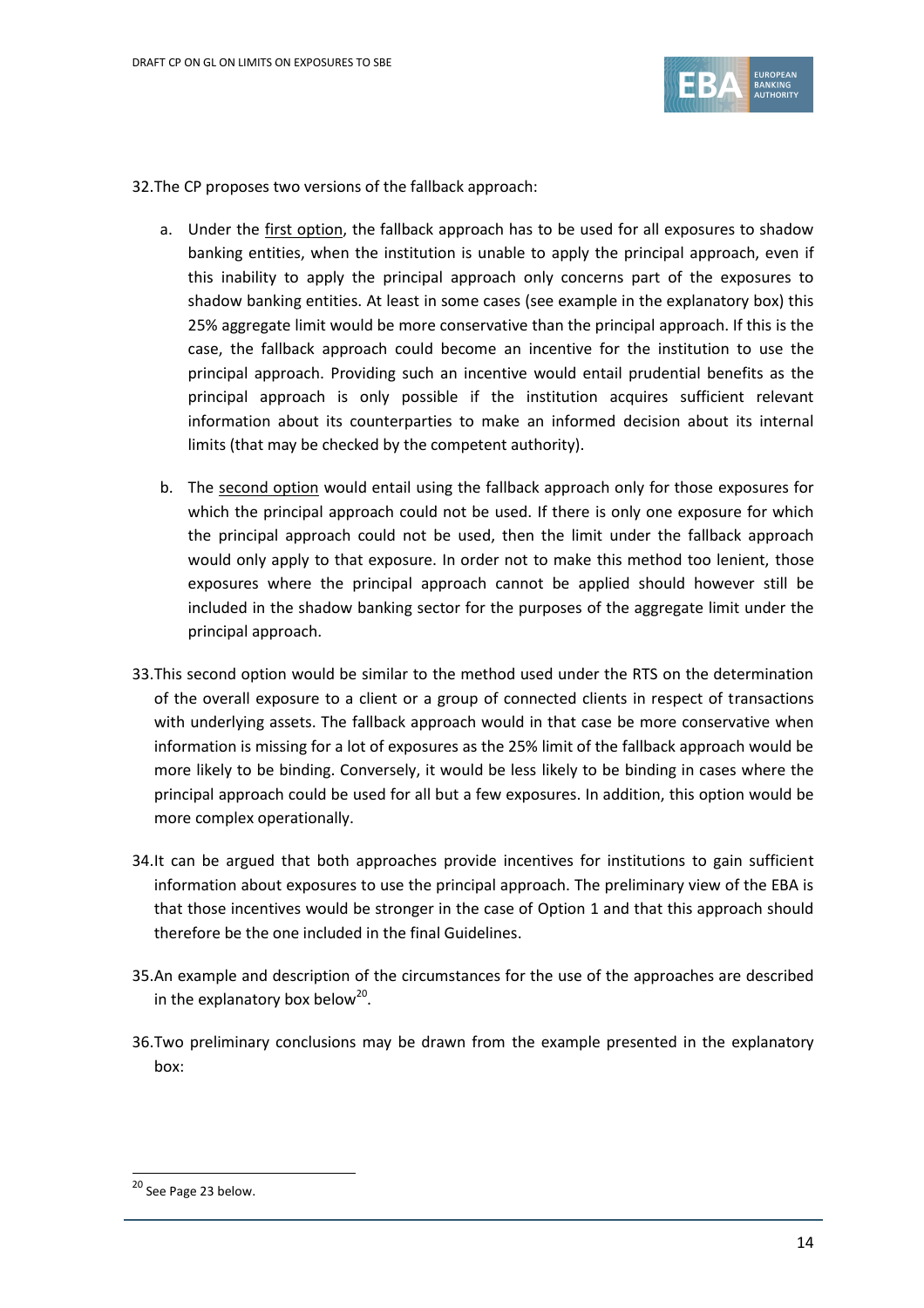32. The CP proposes two versions of the fallback approach:

   a. Under the <u>first option</u>, the fallback approach has to be used for all exposures to shadow banking entities, when the institution is unable to apply the principal approach, even if this inability to apply the principal approach only concerns part of the exposures to shadow banking entities. At least in some cases (see example in the explanatory box) this 25% aggregate limit would be more conservative than the principal approach. If this is the case, the fallback approach could become an incentive for the institution to use the principal approach. Providing such an incentive would entail prudential benefits as the principal approach is only possible if the institution acquires sufficient relevant information about its counterparties to make an informed decision about its internal limits (that may be checked by the competent authority).

   b. The <u>second option</u> would entail using the fallback approach only for those exposures for which the principal approach could not be used. If there is only one exposure for which the principal approach could not be used, then the limit under the fallback approach would only apply to that exposure. In order not to make this method too lenient, those exposures where the principal approach cannot be applied should however still be included in the shadow banking sector for the purposes of the aggregate limit under the principal approach.

33. This second option would be similar to the method used under the RTS on the determination of the overall exposure to a client or a group of connected clients in respect of transactions with underlying assets. The fallback approach would in that case be more conservative when information is missing for a lot of exposures as the 25% limit of the fallback approach would be more likely to be binding. Conversely, it would be less likely to be binding in cases where the principal approach could be used for all but a few exposures. In addition, this option would be more complex operationally.

34. It can be argued that both approaches provide incentives for institutions to gain sufficient information about exposures to use the principal approach. The preliminary view of the EBA is that those incentives would be stronger in the case of Option 1 and that this approach should therefore be the one included in the final Guidelines.

35. An example and description of the circumstances for the use of the approaches are described in the explanatory box below[20].

36. Two preliminary conclusions may be drawn from the example presented in the explanatory box:

---

[20] See Page 23 below.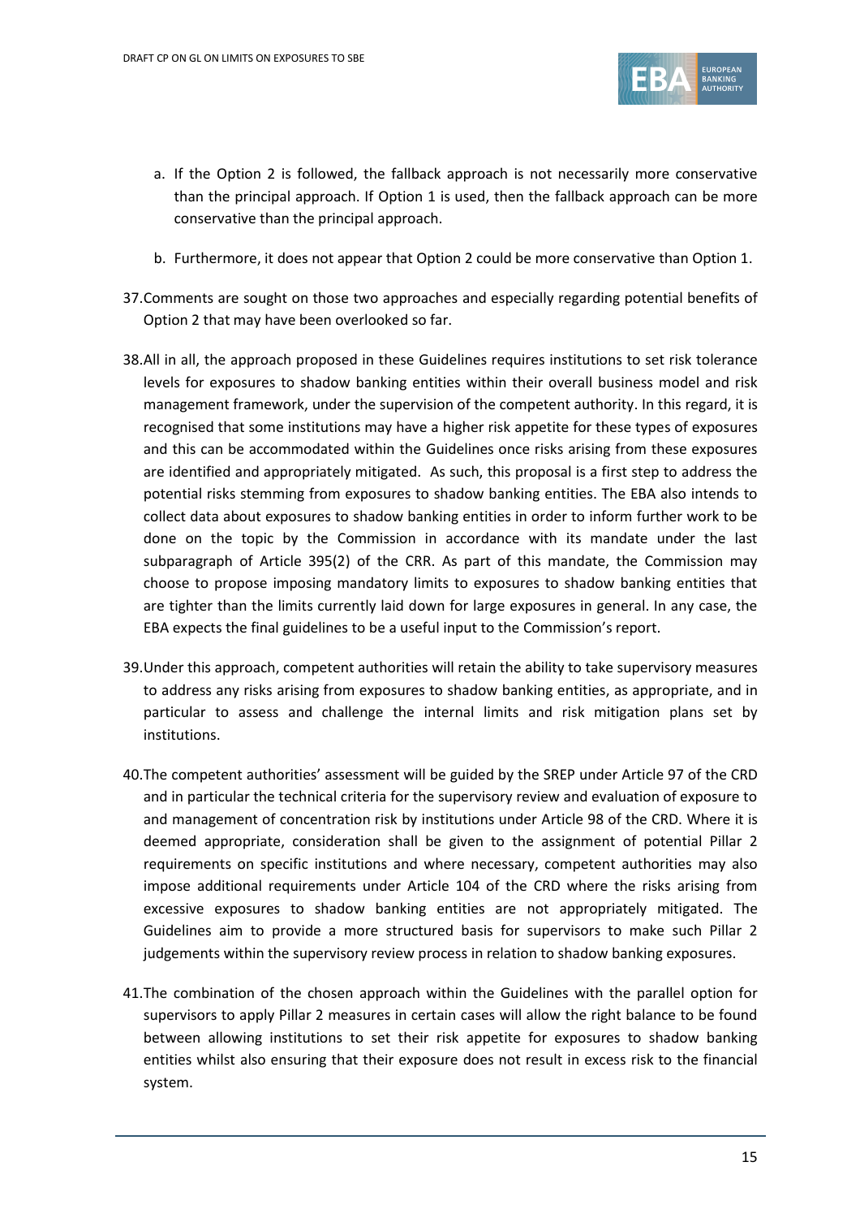a. If the Option 2 is followed, the fallback approach is not necessarily more conservative than the principal approach. If Option 1 is used, then the fallback approach can be more conservative than the principal approach.

b. Furthermore, it does not appear that Option 2 could be more conservative than Option 1.

37. Comments are sought on those two approaches and especially regarding potential benefits of Option 2 that may have been overlooked so far.

38. All in all, the approach proposed in these Guidelines requires institutions to set risk tolerance levels for exposures to shadow banking entities within their overall business model and risk management framework, under the supervision of the competent authority. In this regard, it is recognised that some institutions may have a higher risk appetite for these types of exposures and this can be accommodated within the Guidelines once risks arising from these exposures are identified and appropriately mitigated. As such, this proposal is a first step to address the potential risks stemming from exposures to shadow banking entities. The EBA also intends to collect data about exposures to shadow banking entities in order to inform further work to be done on the topic by the Commission in accordance with its mandate under the last subparagraph of Article 395(2) of the CRR. As part of this mandate, the Commission may choose to propose imposing mandatory limits to exposures to shadow banking entities that are tighter than the limits currently laid down for large exposures in general. In any case, the EBA expects the final guidelines to be a useful input to the Commission's report.

39. Under this approach, competent authorities will retain the ability to take supervisory measures to address any risks arising from exposures to shadow banking entities, as appropriate, and in particular to assess and challenge the internal limits and risk mitigation plans set by institutions.

40. The competent authorities' assessment will be guided by the SREP under Article 97 of the CRD and in particular the technical criteria for the supervisory review and evaluation of exposure to and management of concentration risk by institutions under Article 98 of the CRD. Where it is deemed appropriate, consideration shall be given to the assignment of potential Pillar 2 requirements on specific institutions and where necessary, competent authorities may also impose additional requirements under Article 104 of the CRD where the risks arising from excessive exposures to shadow banking entities are not appropriately mitigated. The Guidelines aim to provide a more structured basis for supervisors to make such Pillar 2 judgements within the supervisory review process in relation to shadow banking exposures.

41. The combination of the chosen approach within the Guidelines with the parallel option for supervisors to apply Pillar 2 measures in certain cases will allow the right balance to be found between allowing institutions to set their risk appetite for exposures to shadow banking entities whilst also ensuring that their exposure does not result in excess risk to the financial system.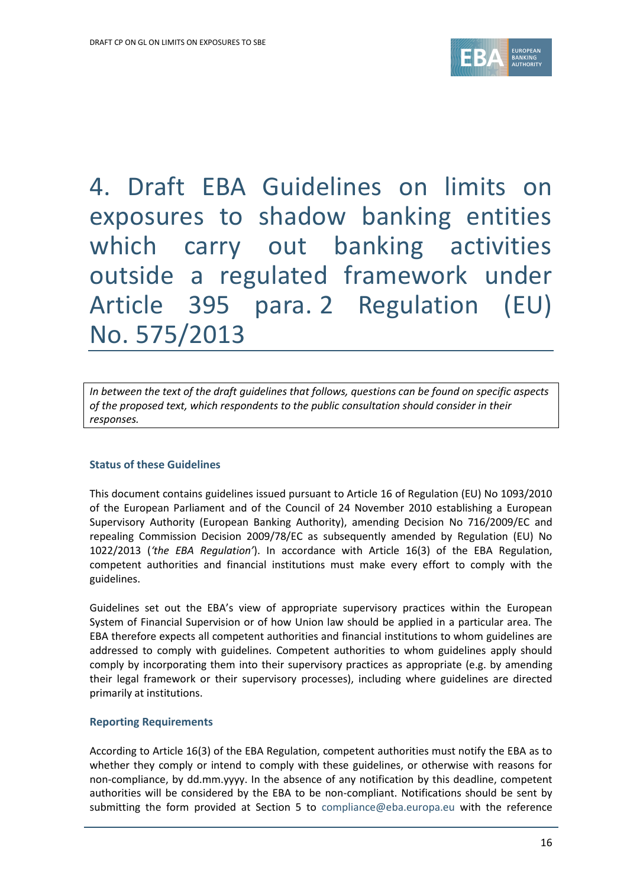# 4. Draft EBA Guidelines on limits on exposures to shadow banking entities which carry out banking activities outside a regulated framework under Article 395 para. 2 Regulation (EU) No. 575/2013

*In between the text of the draft guidelines that follows, questions can be found on specific aspects of the proposed text, which respondents to the public consultation should consider in their responses.*

### Status of these Guidelines

This document contains guidelines issued pursuant to Article 16 of Regulation (EU) No 1093/2010 of the European Parliament and of the Council of 24 November 2010 establishing a European Supervisory Authority (European Banking Authority), amending Decision No 716/2009/EC and repealing Commission Decision 2009/78/EC as subsequently amended by Regulation (EU) No 1022/2013 (*'the EBA Regulation'*). In accordance with Article 16(3) of the EBA Regulation, competent authorities and financial institutions must make every effort to comply with the guidelines.

Guidelines set out the EBA's view of appropriate supervisory practices within the European System of Financial Supervision or of how Union law should be applied in a particular area. The EBA therefore expects all competent authorities and financial institutions to whom guidelines are addressed to comply with guidelines. Competent authorities to whom guidelines apply should comply by incorporating them into their supervisory practices as appropriate (e.g. by amending their legal framework or their supervisory processes), including where guidelines are directed primarily at institutions.

### Reporting Requirements

According to Article 16(3) of the EBA Regulation, competent authorities must notify the EBA as to whether they comply or intend to comply with these guidelines, or otherwise with reasons for non-compliance, by dd.mm.yyyy. In the absence of any notification by this deadline, competent authorities will be considered by the EBA to be non-compliant. Notifications should be sent by submitting the form provided at Section 5 to compliance@eba.europa.eu with the reference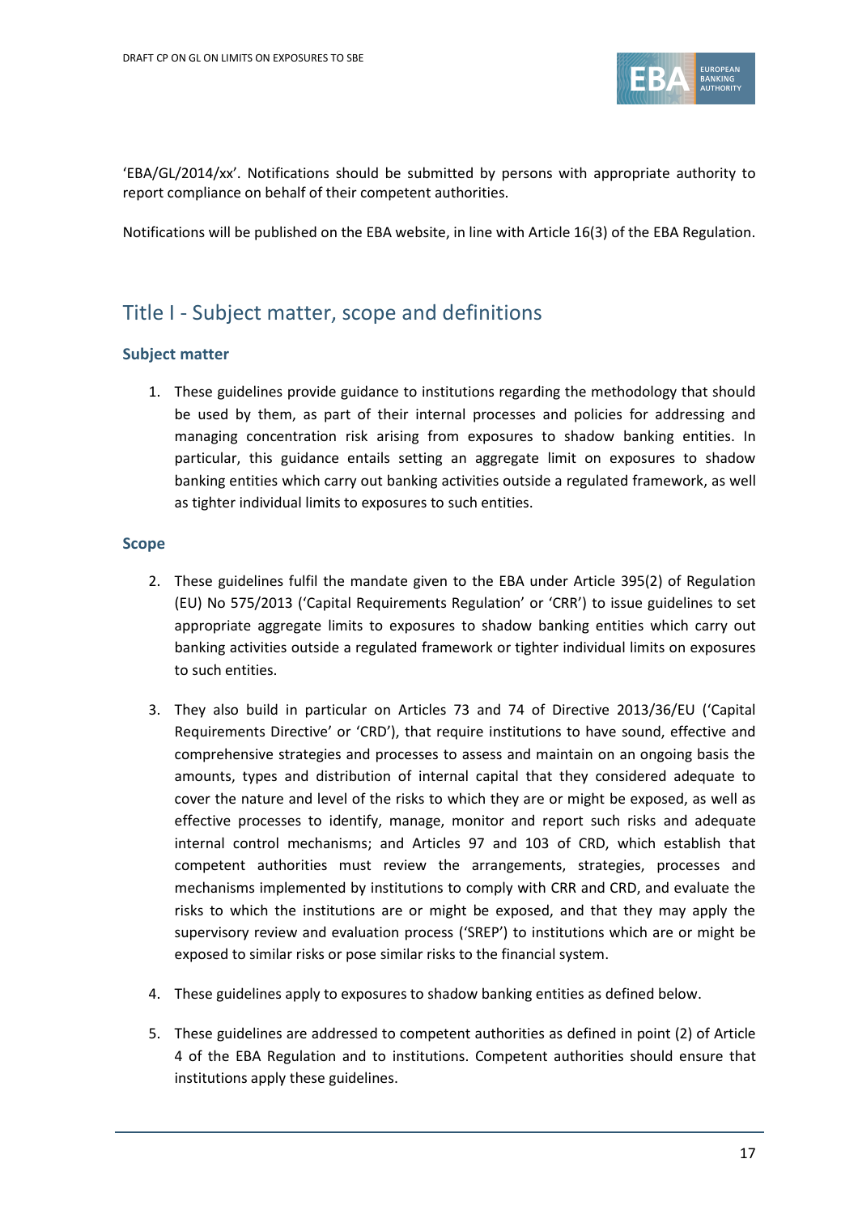'EBA/GL/2014/xx'. Notifications should be submitted by persons with appropriate authority to report compliance on behalf of their competent authorities.

Notifications will be published on the EBA website, in line with Article 16(3) of the EBA Regulation.

# Title I - Subject matter, scope and definitions

### Subject matter

1. These guidelines provide guidance to institutions regarding the methodology that should be used by them, as part of their internal processes and policies for addressing and managing concentration risk arising from exposures to shadow banking entities. In particular, this guidance entails setting an aggregate limit on exposures to shadow banking entities which carry out banking activities outside a regulated framework, as well as tighter individual limits to exposures to such entities.

### Scope

2. These guidelines fulfil the mandate given to the EBA under Article 395(2) of Regulation (EU) No 575/2013 ('Capital Requirements Regulation' or 'CRR') to issue guidelines to set appropriate aggregate limits to exposures to shadow banking entities which carry out banking activities outside a regulated framework or tighter individual limits on exposures to such entities.

3. They also build in particular on Articles 73 and 74 of Directive 2013/36/EU ('Capital Requirements Directive' or 'CRD'), that require institutions to have sound, effective and comprehensive strategies and processes to assess and maintain on an ongoing basis the amounts, types and distribution of internal capital that they considered adequate to cover the nature and level of the risks to which they are or might be exposed, as well as effective processes to identify, manage, monitor and report such risks and adequate internal control mechanisms; and Articles 97 and 103 of CRD, which establish that competent authorities must review the arrangements, strategies, processes and mechanisms implemented by institutions to comply with CRR and CRD, and evaluate the risks to which the institutions are or might be exposed, and that they may apply the supervisory review and evaluation process ('SREP') to institutions which are or might be exposed to similar risks or pose similar risks to the financial system.

4. These guidelines apply to exposures to shadow banking entities as defined below.

5. These guidelines are addressed to competent authorities as defined in point (2) of Article 4 of the EBA Regulation and to institutions. Competent authorities should ensure that institutions apply these guidelines.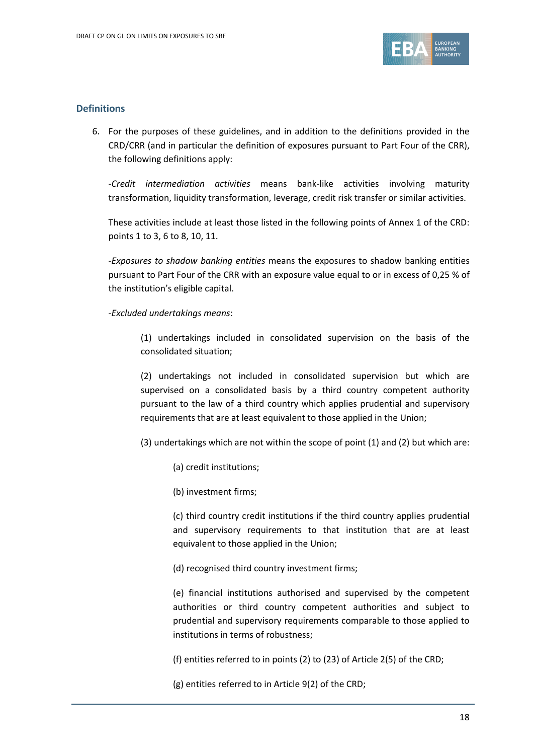## Definitions

6. For the purposes of these guidelines, and in addition to the definitions provided in the CRD/CRR (and in particular the definition of exposures pursuant to Part Four of the CRR), the following definitions apply:

   -*Credit intermediation activities* means bank-like activities involving maturity transformation, liquidity transformation, leverage, credit risk transfer or similar activities.

   These activities include at least those listed in the following points of Annex 1 of the CRD: points 1 to 3, 6 to 8, 10, 11.

   -*Exposures to shadow banking entities* means the exposures to shadow banking entities pursuant to Part Four of the CRR with an exposure value equal to or in excess of 0,25 % of the institution's eligible capital.

   -*Excluded undertakings means*:

   > (1) undertakings included in consolidated supervision on the basis of the consolidated situation;
   >
   > (2) undertakings not included in consolidated supervision but which are supervised on a consolidated basis by a third country competent authority pursuant to the law of a third country which applies prudential and supervisory requirements that are at least equivalent to those applied in the Union;
   >
   > (3) undertakings which are not within the scope of point (1) and (2) but which are:
   >
   > > (a) credit institutions;
   > >
   > > (b) investment firms;
   > >
   > > (c) third country credit institutions if the third country applies prudential and supervisory requirements to that institution that are at least equivalent to those applied in the Union;
   > >
   > > (d) recognised third country investment firms;
   > >
   > > (e) financial institutions authorised and supervised by the competent authorities or third country competent authorities and subject to prudential and supervisory requirements comparable to those applied to institutions in terms of robustness;
   > >
   > > (f) entities referred to in points (2) to (23) of Article 2(5) of the CRD;
   > >
   > > (g) entities referred to in Article 9(2) of the CRD;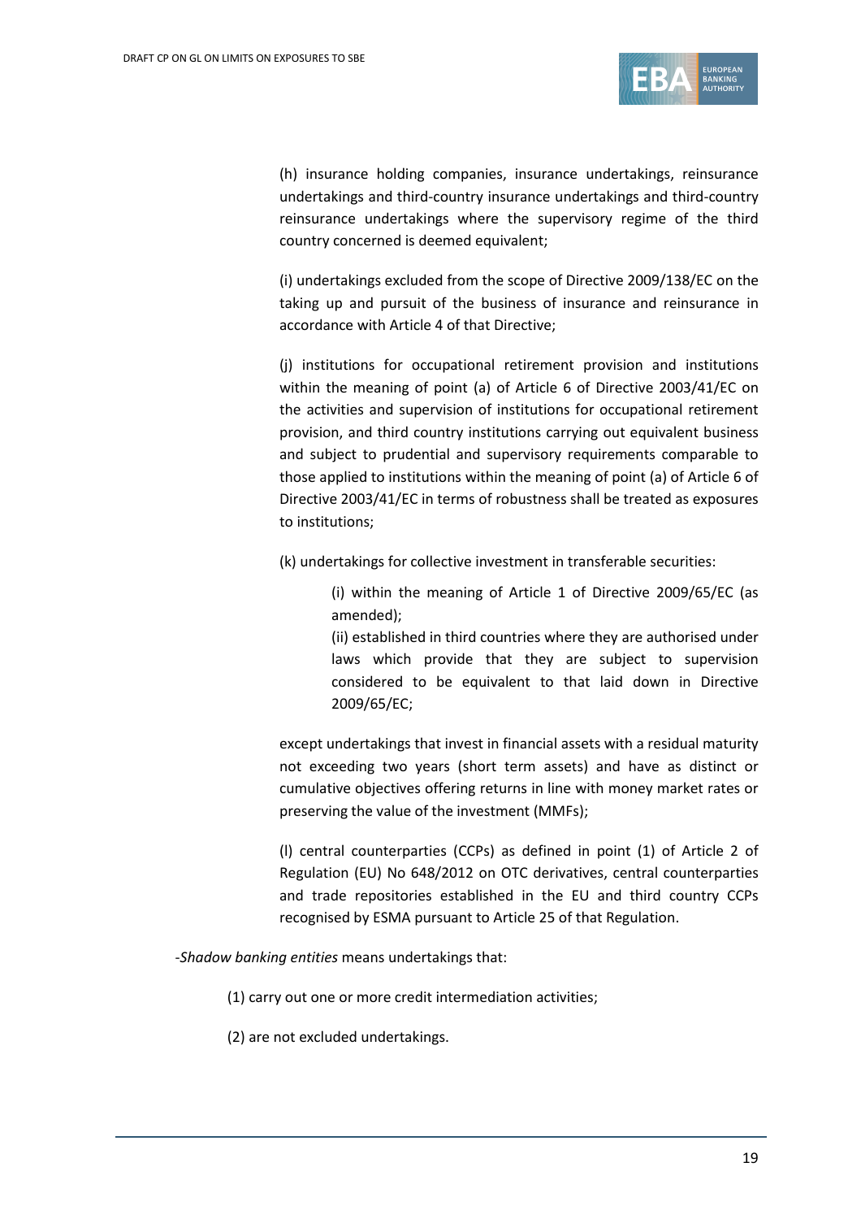(h) insurance holding companies, insurance undertakings, reinsurance undertakings and third-country insurance undertakings and third-country reinsurance undertakings where the supervisory regime of the third country concerned is deemed equivalent;

(i) undertakings excluded from the scope of Directive 2009/138/EC on the taking up and pursuit of the business of insurance and reinsurance in accordance with Article 4 of that Directive;

(j) institutions for occupational retirement provision and institutions within the meaning of point (a) of Article 6 of Directive 2003/41/EC on the activities and supervision of institutions for occupational retirement provision, and third country institutions carrying out equivalent business and subject to prudential and supervisory requirements comparable to those applied to institutions within the meaning of point (a) of Article 6 of Directive 2003/41/EC in terms of robustness shall be treated as exposures to institutions;

(k) undertakings for collective investment in transferable securities:

> (i) within the meaning of Article 1 of Directive 2009/65/EC (as amended);
>
> (ii) established in third countries where they are authorised under laws which provide that they are subject to supervision considered to be equivalent to that laid down in Directive 2009/65/EC;

except undertakings that invest in financial assets with a residual maturity not exceeding two years (short term assets) and have as distinct or cumulative objectives offering returns in line with money market rates or preserving the value of the investment (MMFs);

(l) central counterparties (CCPs) as defined in point (1) of Article 2 of Regulation (EU) No 648/2012 on OTC derivatives, central counterparties and trade repositories established in the EU and third country CCPs recognised by ESMA pursuant to Article 25 of that Regulation.

-*Shadow banking entities* means undertakings that:

(1) carry out one or more credit intermediation activities;

(2) are not excluded undertakings.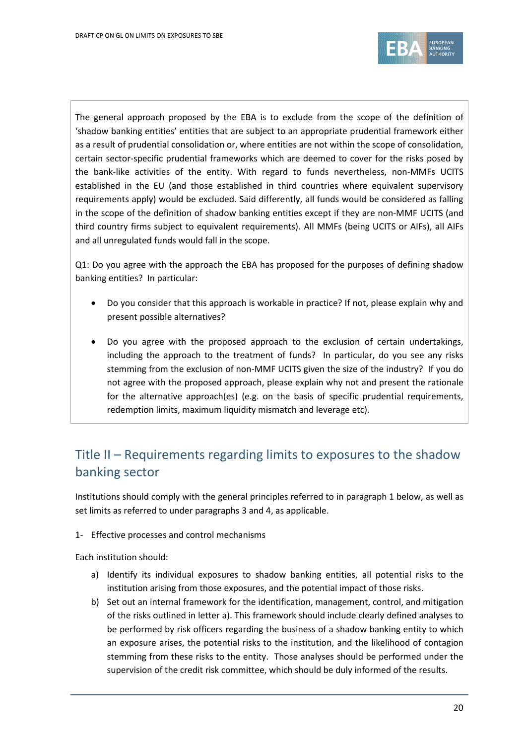The general approach proposed by the EBA is to exclude from the scope of the definition of 'shadow banking entities' entities that are subject to an appropriate prudential framework either as a result of prudential consolidation or, where entities are not within the scope of consolidation, certain sector-specific prudential frameworks which are deemed to cover for the risks posed by the bank-like activities of the entity. With regard to funds nevertheless, non-MMFs UCITS established in the EU (and those established in third countries where equivalent supervisory requirements apply) would be excluded. Said differently, all funds would be considered as falling in the scope of the definition of shadow banking entities except if they are non-MMF UCITS (and third country firms subject to equivalent requirements). All MMFs (being UCITS or AIFs), all AIFs and all unregulated funds would fall in the scope.

Q1: Do you agree with the approach the EBA has proposed for the purposes of defining shadow banking entities? In particular:

- Do you consider that this approach is workable in practice? If not, please explain why and present possible alternatives?
- Do you agree with the proposed approach to the exclusion of certain undertakings, including the approach to the treatment of funds? In particular, do you see any risks stemming from the exclusion of non-MMF UCITS given the size of the industry? If you do not agree with the proposed approach, please explain why not and present the rationale for the alternative approach(es) (e.g. on the basis of specific prudential requirements, redemption limits, maximum liquidity mismatch and leverage etc).

## Title II – Requirements regarding limits to exposures to the shadow banking sector

Institutions should comply with the general principles referred to in paragraph 1 below, as well as set limits as referred to under paragraphs 3 and 4, as applicable.

1- Effective processes and control mechanisms

Each institution should:

a) Identify its individual exposures to shadow banking entities, all potential risks to the institution arising from those exposures, and the potential impact of those risks.
b) Set out an internal framework for the identification, management, control, and mitigation of the risks outlined in letter a). This framework should include clearly defined analyses to be performed by risk officers regarding the business of a shadow banking entity to which an exposure arises, the potential risks to the institution, and the likelihood of contagion stemming from these risks to the entity. Those analyses should be performed under the supervision of the credit risk committee, which should be duly informed of the results.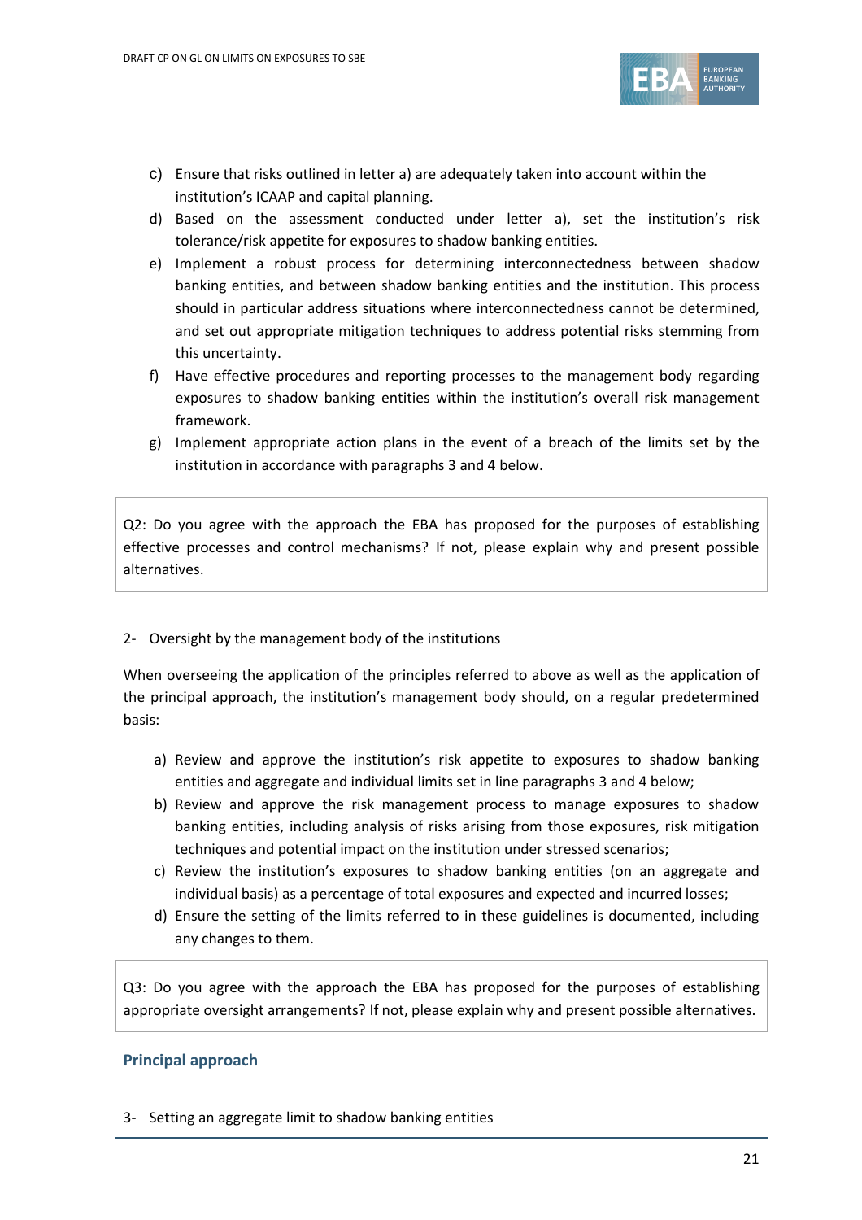c) Ensure that risks outlined in letter a) are adequately taken into account within the institution's ICAAP and capital planning.

d) Based on the assessment conducted under letter a), set the institution's risk tolerance/risk appetite for exposures to shadow banking entities.

e) Implement a robust process for determining interconnectedness between shadow banking entities, and between shadow banking entities and the institution. This process should in particular address situations where interconnectedness cannot be determined, and set out appropriate mitigation techniques to address potential risks stemming from this uncertainty.

f) Have effective procedures and reporting processes to the management body regarding exposures to shadow banking entities within the institution's overall risk management framework.

g) Implement appropriate action plans in the event of a breach of the limits set by the institution in accordance with paragraphs 3 and 4 below.

Q2: Do you agree with the approach the EBA has proposed for the purposes of establishing effective processes and control mechanisms? If not, please explain why and present possible alternatives.

2- Oversight by the management body of the institutions

When overseeing the application of the principles referred to above as well as the application of the principal approach, the institution's management body should, on a regular predetermined basis:

a) Review and approve the institution's risk appetite to exposures to shadow banking entities and aggregate and individual limits set in line paragraphs 3 and 4 below;

b) Review and approve the risk management process to manage exposures to shadow banking entities, including analysis of risks arising from those exposures, risk mitigation techniques and potential impact on the institution under stressed scenarios;

c) Review the institution's exposures to shadow banking entities (on an aggregate and individual basis) as a percentage of total exposures and expected and incurred losses;

d) Ensure the setting of the limits referred to in these guidelines is documented, including any changes to them.

Q3: Do you agree with the approach the EBA has proposed for the purposes of establishing appropriate oversight arrangements? If not, please explain why and present possible alternatives.

### Principal approach

3- Setting an aggregate limit to shadow banking entities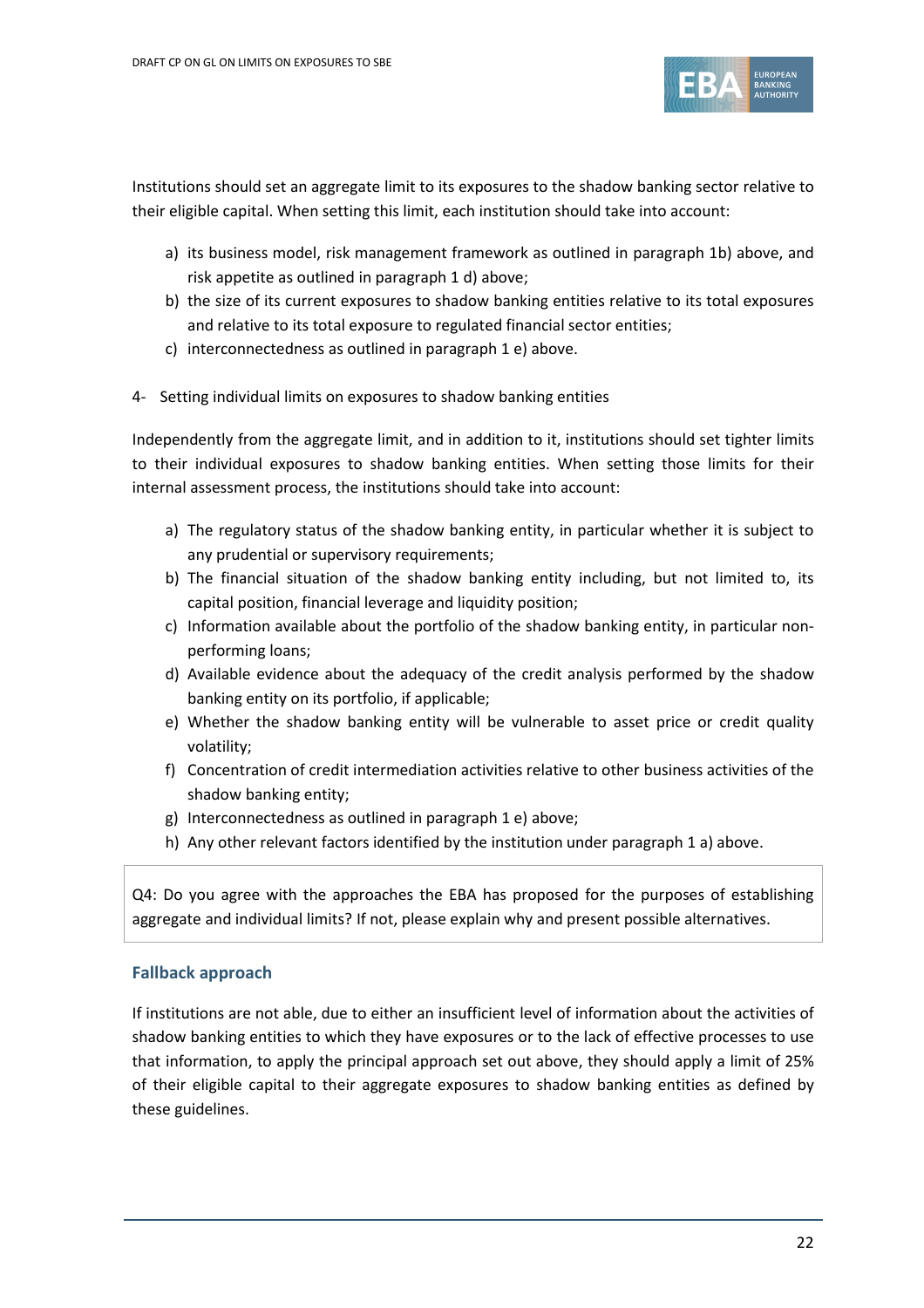Institutions should set an aggregate limit to its exposures to the shadow banking sector relative to their eligible capital. When setting this limit, each institution should take into account:

a) its business model, risk management framework as outlined in paragraph 1b) above, and risk appetite as outlined in paragraph 1 d) above;
b) the size of its current exposures to shadow banking entities relative to its total exposures and relative to its total exposure to regulated financial sector entities;
c) interconnectedness as outlined in paragraph 1 e) above.

4- Setting individual limits on exposures to shadow banking entities

Independently from the aggregate limit, and in addition to it, institutions should set tighter limits to their individual exposures to shadow banking entities. When setting those limits for their internal assessment process, the institutions should take into account:

a) The regulatory status of the shadow banking entity, in particular whether it is subject to any prudential or supervisory requirements;
b) The financial situation of the shadow banking entity including, but not limited to, its capital position, financial leverage and liquidity position;
c) Information available about the portfolio of the shadow banking entity, in particular non-performing loans;
d) Available evidence about the adequacy of the credit analysis performed by the shadow banking entity on its portfolio, if applicable;
e) Whether the shadow banking entity will be vulnerable to asset price or credit quality volatility;
f) Concentration of credit intermediation activities relative to other business activities of the shadow banking entity;
g) Interconnectedness as outlined in paragraph 1 e) above;
h) Any other relevant factors identified by the institution under paragraph 1 a) above.

Q4: Do you agree with the approaches the EBA has proposed for the purposes of establishing aggregate and individual limits? If not, please explain why and present possible alternatives.

### Fallback approach

If institutions are not able, due to either an insufficient level of information about the activities of shadow banking entities to which they have exposures or to the lack of effective processes to use that information, to apply the principal approach set out above, they should apply a limit of 25% of their eligible capital to their aggregate exposures to shadow banking entities as defined by these guidelines.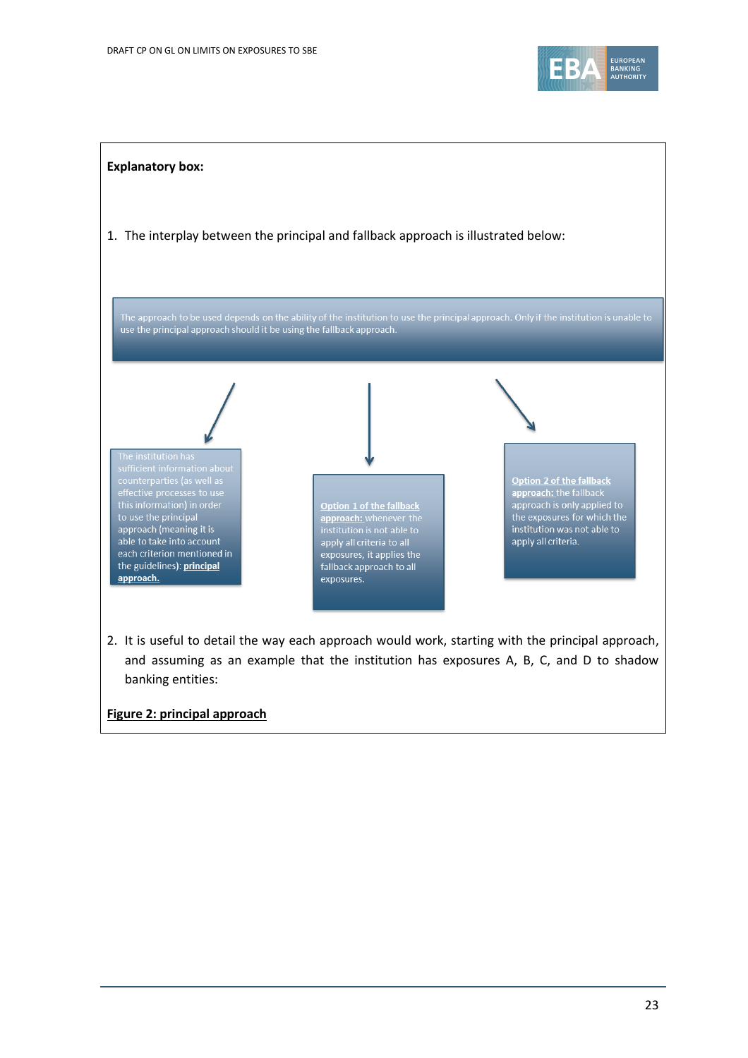**Explanatory box:**

1. The interplay between the principal and fallback approach is illustrated below:

The approach to be used depends on the ability of the institution to use the principal approach. Only if the institution is unable to use the principal approach should it be using the fallback approach.

The institution has sufficient information about counterparties (as well as effective processes to use this information) in order to use the principal approach (meaning it is able to take into account each criterion mentioned in the guidelines): **principal approach.**

**Option 1 of the fallback approach:** whenever the institution is not able to apply all criteria to all exposures, it applies the fallback approach to all exposures.

**Option 2 of the fallback approach:** the fallback approach is only applied to the exposures for which the institution was not able to apply all criteria.

2. It is useful to detail the way each approach would work, starting with the principal approach, and assuming as an example that the institution has exposures A, B, C, and D to shadow banking entities:

**Figure 2: principal approach**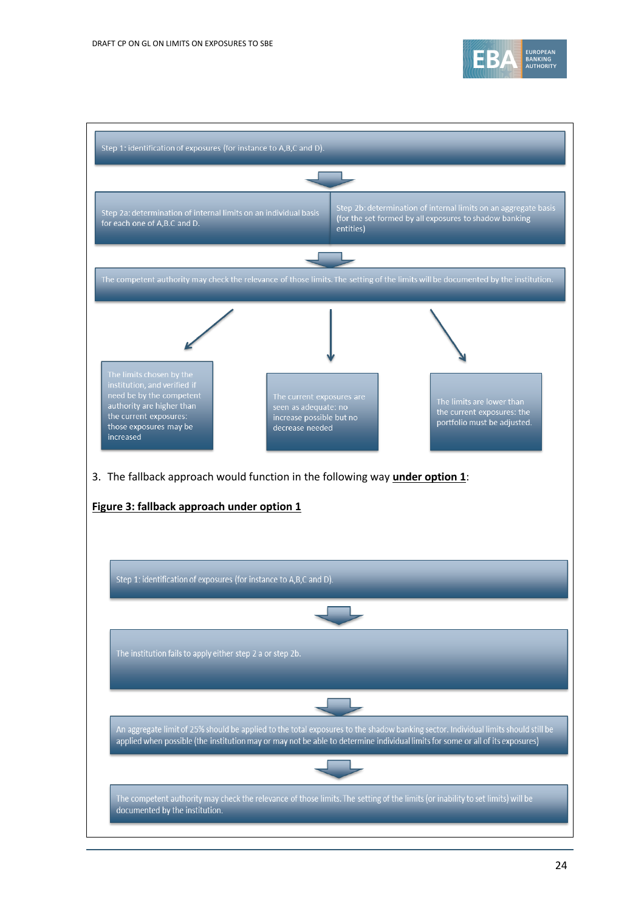Step 1: identification of exposures (for instance to A,B,C and D).

↓

Step 2a: determination of internal limits on an individual basis for each one of A,B.C and D.

Step 2b: determination of internal limits on an aggregate basis (for the set formed by all exposures to shadow banking entities)

↓

The competent authority may check the relevance of those limits. The setting of the limits will be documented by the institution.

↓

The limits chosen by the institution, and verified if need be by the competent authority are higher than the current exposures: those exposures may be increased

The current exposures are seen as adequate: no increase possible but no decrease needed

The limits are lower than the current exposures: the portfolio must be adjusted.

3. The fallback approach would function in the following way **under option 1**:

**Figure 3: fallback approach under option 1**

Step 1: identification of exposures (for instance to A,B,C and D).

↓

The institution fails to apply either step 2 a or step 2b.

↓

An aggregate limit of 25% should be applied to the total exposures to the shadow banking sector. Individual limits should still be applied when possible (the institution may or may not be able to determine individual limits for some or all of its exposures)

↓

The competent authority may check the relevance of those limits. The setting of the limits (or inability to set limits) will be documented by the institution.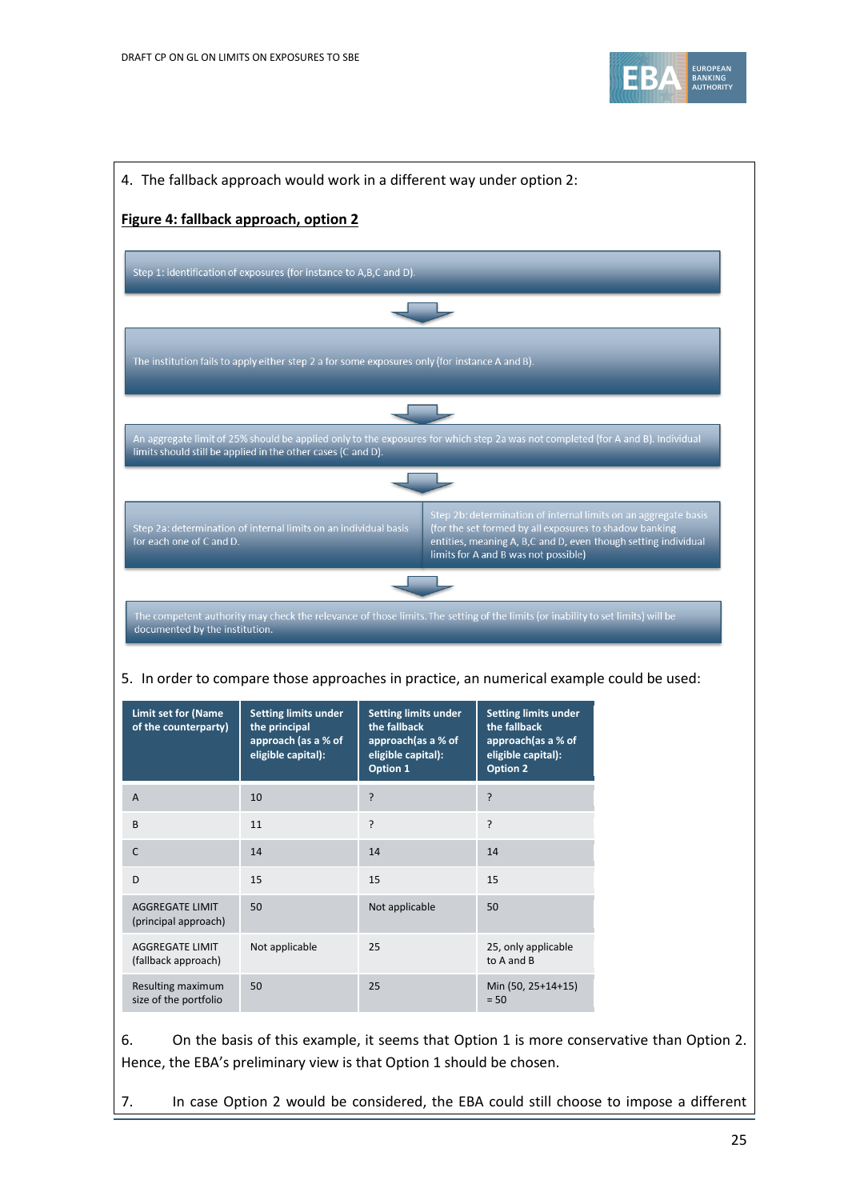4. The fallback approach would work in a different way under option 2:

**Figure 4: fallback approach, option 2**

Step 1: identification of exposures (for instance to A,B,C and D).

The institution fails to apply either step 2 a for some exposures only (for instance A and B).

An aggregate limit of 25% should be applied only to the exposures for which step 2a was not completed (for A and B). Individual limits should still be applied in the other cases (C and D).

Step 2a: determination of internal limits on an individual basis for each one of C and D.

Step 2b: determination of internal limits on an aggregate basis (for the set formed by all exposures to shadow banking entities, meaning A, B,C and D, even though setting individual limits for A and B was not possible)

The competent authority may check the relevance of those limits. The setting of the limits (or inability to set limits) will be documented by the institution.

5. In order to compare those approaches in practice, an numerical example could be used:

| Limit set for (Name of the counterparty) | Setting limits under the principal approach (as a % of eligible capital): | Setting limits under the fallback approach(as a % of eligible capital): Option 1 | Setting limits under the fallback approach(as a % of eligible capital): Option 2 |
|---|---|---|---|
| A | 10 | ? | ? |
| B | 11 | ? | ? |
| C | 14 | 14 | 14 |
| D | 15 | 15 | 15 |
| AGGREGATE LIMIT (principal approach) | 50 | Not applicable | 50 |
| AGGREGATE LIMIT (fallback approach) | Not applicable | 25 | 25, only applicable to A and B |
| Resulting maximum size of the portfolio | 50 | 25 | Min (50, 25+14+15) = 50 |

6. On the basis of this example, it seems that Option 1 is more conservative than Option 2. Hence, the EBA's preliminary view is that Option 1 should be chosen.

7. In case Option 2 would be considered, the EBA could still choose to impose a different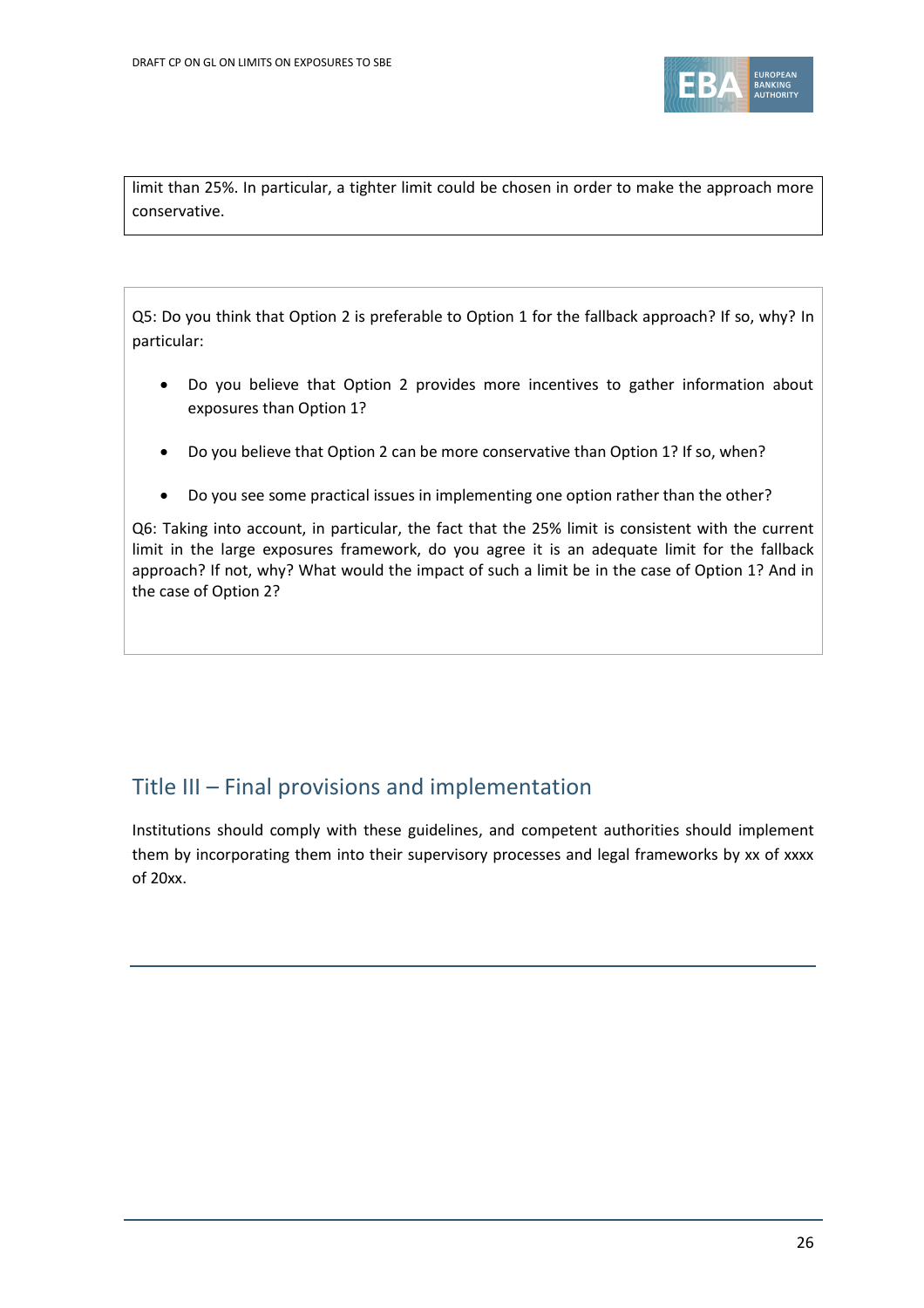limit than 25%. In particular, a tighter limit could be chosen in order to make the approach more conservative.

Q5: Do you think that Option 2 is preferable to Option 1 for the fallback approach? If so, why? In particular:

- Do you believe that Option 2 provides more incentives to gather information about exposures than Option 1?
- Do you believe that Option 2 can be more conservative than Option 1? If so, when?
- Do you see some practical issues in implementing one option rather than the other?

Q6: Taking into account, in particular, the fact that the 25% limit is consistent with the current limit in the large exposures framework, do you agree it is an adequate limit for the fallback approach? If not, why? What would the impact of such a limit be in the case of Option 1? And in the case of Option 2?

## Title III – Final provisions and implementation

Institutions should comply with these guidelines, and competent authorities should implement them by incorporating them into their supervisory processes and legal frameworks by xx of xxxx of 20xx.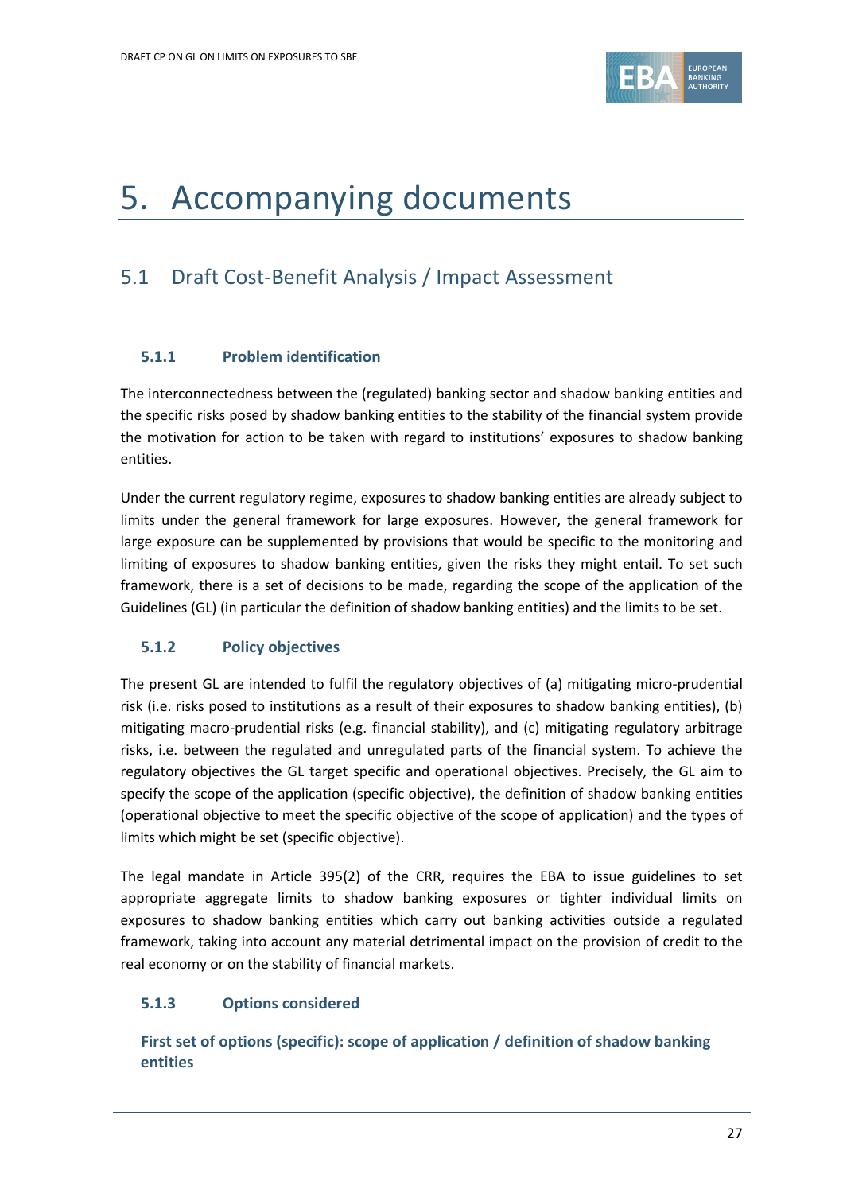# 5. Accompanying documents

## 5.1 Draft Cost-Benefit Analysis / Impact Assessment

### 5.1.1 Problem identification

The interconnectedness between the (regulated) banking sector and shadow banking entities and the specific risks posed by shadow banking entities to the stability of the financial system provide the motivation for action to be taken with regard to institutions' exposures to shadow banking entities.

Under the current regulatory regime, exposures to shadow banking entities are already subject to limits under the general framework for large exposures. However, the general framework for large exposure can be supplemented by provisions that would be specific to the monitoring and limiting of exposures to shadow banking entities, given the risks they might entail. To set such framework, there is a set of decisions to be made, regarding the scope of the application of the Guidelines (GL) (in particular the definition of shadow banking entities) and the limits to be set.

### 5.1.2 Policy objectives

The present GL are intended to fulfil the regulatory objectives of (a) mitigating micro-prudential risk (i.e. risks posed to institutions as a result of their exposures to shadow banking entities), (b) mitigating macro-prudential risks (e.g. financial stability), and (c) mitigating regulatory arbitrage risks, i.e. between the regulated and unregulated parts of the financial system. To achieve the regulatory objectives the GL target specific and operational objectives. Precisely, the GL aim to specify the scope of the application (specific objective), the definition of shadow banking entities (operational objective to meet the specific objective of the scope of application) and the types of limits which might be set (specific objective).

The legal mandate in Article 395(2) of the CRR, requires the EBA to issue guidelines to set appropriate aggregate limits to shadow banking exposures or tighter individual limits on exposures to shadow banking entities which carry out banking activities outside a regulated framework, taking into account any material detrimental impact on the provision of credit to the real economy or on the stability of financial markets.

### 5.1.3 Options considered

#### First set of options (specific): scope of application / definition of shadow banking entities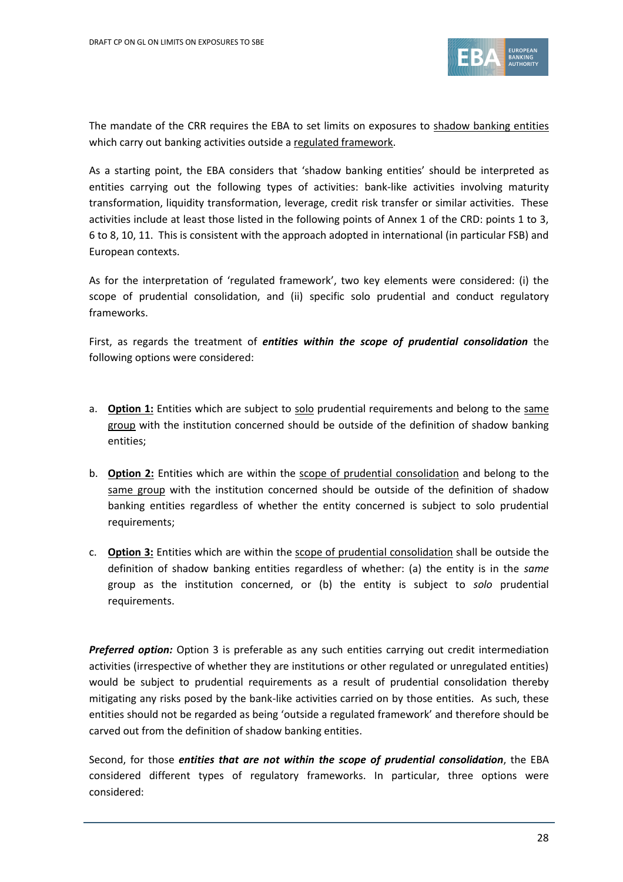The mandate of the CRR requires the EBA to set limits on exposures to <u>shadow banking entities</u> which carry out banking activities outside a <u>regulated framework</u>.

As a starting point, the EBA considers that 'shadow banking entities' should be interpreted as entities carrying out the following types of activities: bank-like activities involving maturity transformation, liquidity transformation, leverage, credit risk transfer or similar activities. These activities include at least those listed in the following points of Annex 1 of the CRD: points 1 to 3, 6 to 8, 10, 11. This is consistent with the approach adopted in international (in particular FSB) and European contexts.

As for the interpretation of 'regulated framework', two key elements were considered: (i) the scope of prudential consolidation, and (ii) specific solo prudential and conduct regulatory frameworks.

First, as regards the treatment of ***entities within the scope of prudential consolidation*** the following options were considered:

a. <u>**Option 1:**</u> Entities which are subject to <u>solo</u> prudential requirements and belong to the <u>same group</u> with the institution concerned should be outside of the definition of shadow banking entities;

b. <u>**Option 2:**</u> Entities which are within the <u>scope of prudential consolidation</u> and belong to the <u>same group</u> with the institution concerned should be outside of the definition of shadow banking entities regardless of whether the entity concerned is subject to solo prudential requirements;

c. <u>**Option 3:**</u> Entities which are within the <u>scope of prudential consolidation</u> shall be outside the definition of shadow banking entities regardless of whether: (a) the entity is in the *same* group as the institution concerned, or (b) the entity is subject to *solo* prudential requirements.

***Preferred option:*** Option 3 is preferable as any such entities carrying out credit intermediation activities (irrespective of whether they are institutions or other regulated or unregulated entities) would be subject to prudential requirements as a result of prudential consolidation thereby mitigating any risks posed by the bank-like activities carried on by those entities. As such, these entities should not be regarded as being 'outside a regulated framework' and therefore should be carved out from the definition of shadow banking entities.

Second, for those ***entities that are not within the scope of prudential consolidation***, the EBA considered different types of regulatory frameworks. In particular, three options were considered: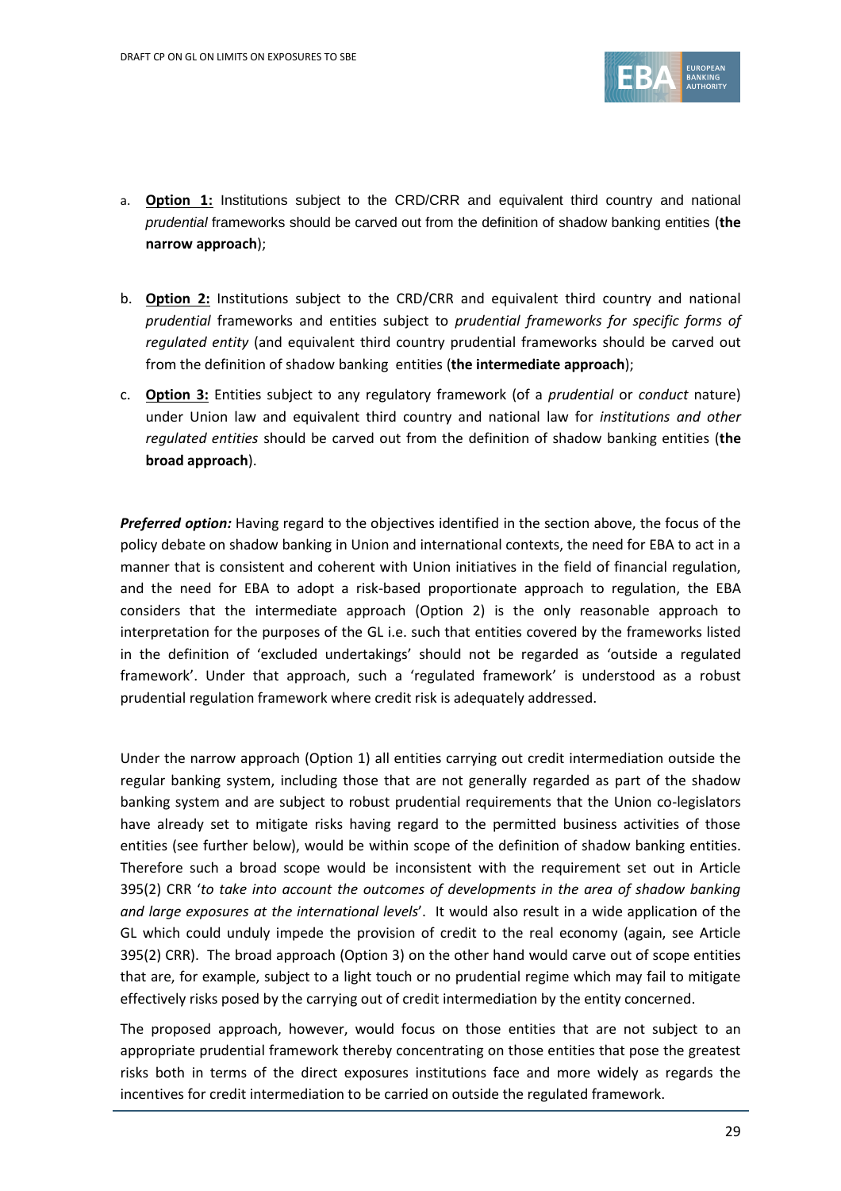a. **Option 1:** Institutions subject to the CRD/CRR and equivalent third country and national *prudential* frameworks should be carved out from the definition of shadow banking entities (**the narrow approach**);

b. **Option 2:** Institutions subject to the CRD/CRR and equivalent third country and national *prudential* frameworks and entities subject to *prudential frameworks for specific forms of regulated entity* (and equivalent third country prudential frameworks should be carved out from the definition of shadow banking entities (**the intermediate approach**);

c. **Option 3:** Entities subject to any regulatory framework (of a *prudential* or *conduct* nature) under Union law and equivalent third country and national law for *institutions and other regulated entities* should be carved out from the definition of shadow banking entities (**the broad approach**).

***Preferred option:*** Having regard to the objectives identified in the section above, the focus of the policy debate on shadow banking in Union and international contexts, the need for EBA to act in a manner that is consistent and coherent with Union initiatives in the field of financial regulation, and the need for EBA to adopt a risk-based proportionate approach to regulation, the EBA considers that the intermediate approach (Option 2) is the only reasonable approach to interpretation for the purposes of the GL i.e. such that entities covered by the frameworks listed in the definition of 'excluded undertakings' should not be regarded as 'outside a regulated framework'. Under that approach, such a 'regulated framework' is understood as a robust prudential regulation framework where credit risk is adequately addressed.

Under the narrow approach (Option 1) all entities carrying out credit intermediation outside the regular banking system, including those that are not generally regarded as part of the shadow banking system and are subject to robust prudential requirements that the Union co-legislators have already set to mitigate risks having regard to the permitted business activities of those entities (see further below), would be within scope of the definition of shadow banking entities. Therefore such a broad scope would be inconsistent with the requirement set out in Article 395(2) CRR '*to take into account the outcomes of developments in the area of shadow banking and large exposures at the international levels*'. It would also result in a wide application of the GL which could unduly impede the provision of credit to the real economy (again, see Article 395(2) CRR). The broad approach (Option 3) on the other hand would carve out of scope entities that are, for example, subject to a light touch or no prudential regime which may fail to mitigate effectively risks posed by the carrying out of credit intermediation by the entity concerned.

The proposed approach, however, would focus on those entities that are not subject to an appropriate prudential framework thereby concentrating on those entities that pose the greatest risks both in terms of the direct exposures institutions face and more widely as regards the incentives for credit intermediation to be carried on outside the regulated framework.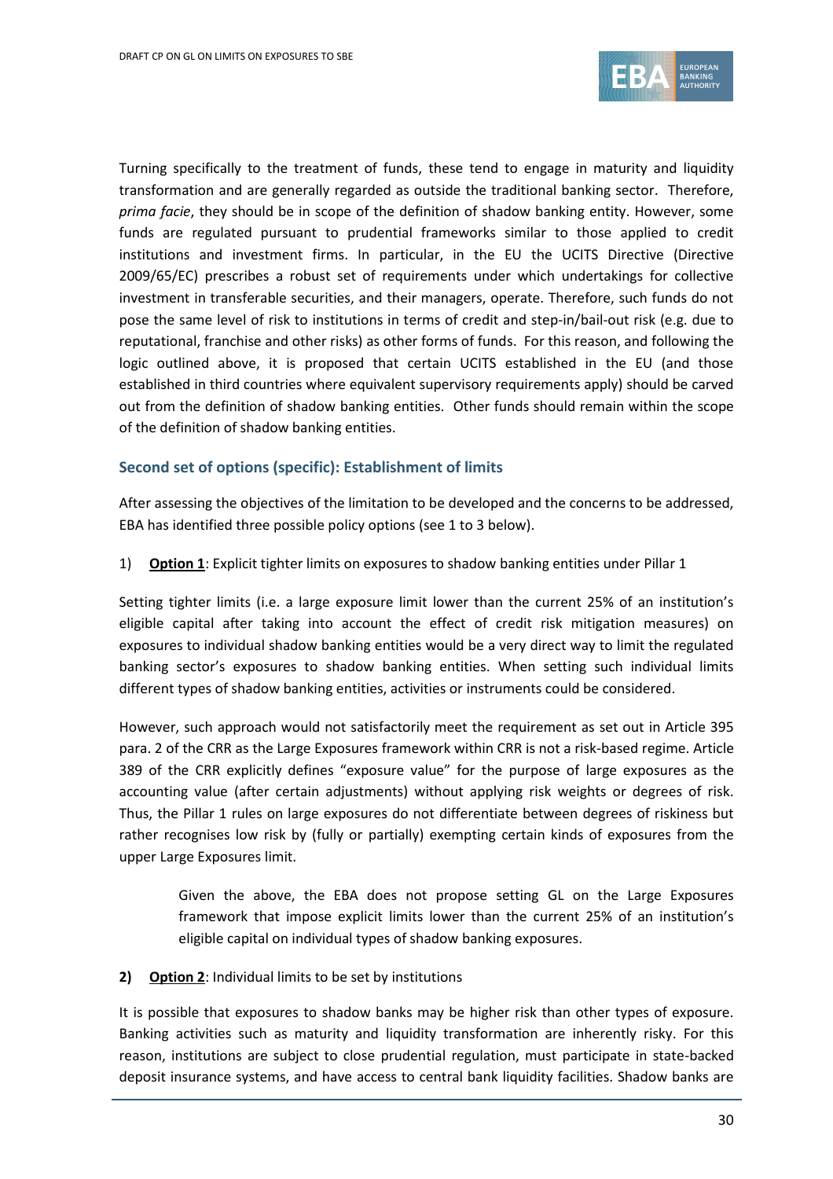Turning specifically to the treatment of funds, these tend to engage in maturity and liquidity transformation and are generally regarded as outside the traditional banking sector. Therefore, *prima facie*, they should be in scope of the definition of shadow banking entity. However, some funds are regulated pursuant to prudential frameworks similar to those applied to credit institutions and investment firms. In particular, in the EU the UCITS Directive (Directive 2009/65/EC) prescribes a robust set of requirements under which undertakings for collective investment in transferable securities, and their managers, operate. Therefore, such funds do not pose the same level of risk to institutions in terms of credit and step-in/bail-out risk (e.g. due to reputational, franchise and other risks) as other forms of funds. For this reason, and following the logic outlined above, it is proposed that certain UCITS established in the EU (and those established in third countries where equivalent supervisory requirements apply) should be carved out from the definition of shadow banking entities. Other funds should remain within the scope of the definition of shadow banking entities.

### Second set of options (specific): Establishment of limits

After assessing the objectives of the limitation to be developed and the concerns to be addressed, EBA has identified three possible policy options (see 1 to 3 below).

1) **Option 1**: Explicit tighter limits on exposures to shadow banking entities under Pillar 1

Setting tighter limits (i.e. a large exposure limit lower than the current 25% of an institution's eligible capital after taking into account the effect of credit risk mitigation measures) on exposures to individual shadow banking entities would be a very direct way to limit the regulated banking sector's exposures to shadow banking entities. When setting such individual limits different types of shadow banking entities, activities or instruments could be considered.

However, such approach would not satisfactorily meet the requirement as set out in Article 395 para. 2 of the CRR as the Large Exposures framework within CRR is not a risk-based regime. Article 389 of the CRR explicitly defines "exposure value" for the purpose of large exposures as the accounting value (after certain adjustments) without applying risk weights or degrees of risk. Thus, the Pillar 1 rules on large exposures do not differentiate between degrees of riskiness but rather recognises low risk by (fully or partially) exempting certain kinds of exposures from the upper Large Exposures limit.

> Given the above, the EBA does not propose setting GL on the Large Exposures framework that impose explicit limits lower than the current 25% of an institution's eligible capital on individual types of shadow banking exposures.

**2) Option 2**: Individual limits to be set by institutions

It is possible that exposures to shadow banks may be higher risk than other types of exposure. Banking activities such as maturity and liquidity transformation are inherently risky. For this reason, institutions are subject to close prudential regulation, must participate in state-backed deposit insurance systems, and have access to central bank liquidity facilities. Shadow banks are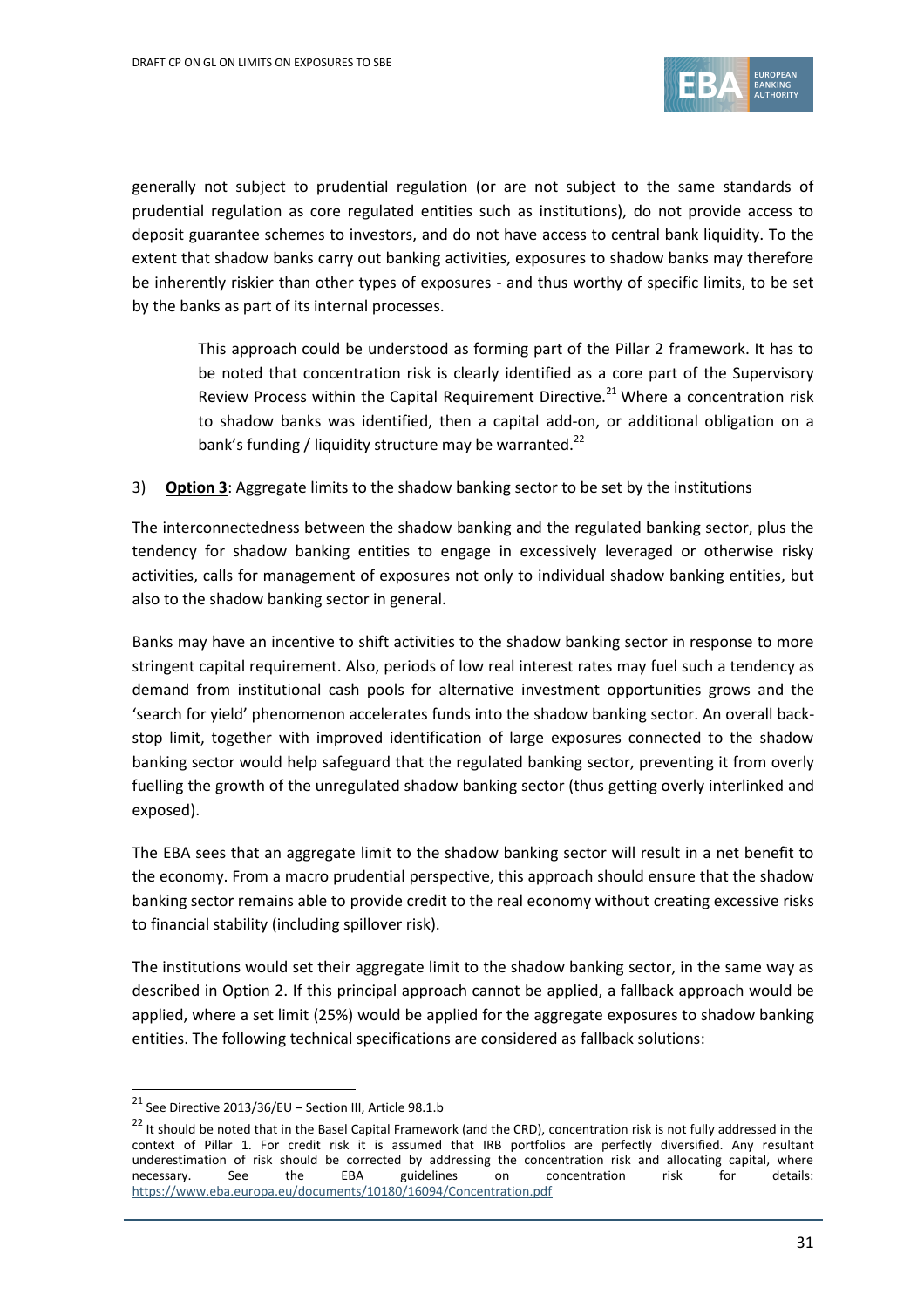generally not subject to prudential regulation (or are not subject to the same standards of prudential regulation as core regulated entities such as institutions), do not provide access to deposit guarantee schemes to investors, and do not have access to central bank liquidity. To the extent that shadow banks carry out banking activities, exposures to shadow banks may therefore be inherently riskier than other types of exposures - and thus worthy of specific limits, to be set by the banks as part of its internal processes.

> This approach could be understood as forming part of the Pillar 2 framework. It has to be noted that concentration risk is clearly identified as a core part of the Supervisory Review Process within the Capital Requirement Directive.[21] Where a concentration risk to shadow banks was identified, then a capital add-on, or additional obligation on a bank's funding / liquidity structure may be warranted.[22]

3) **Option 3**: Aggregate limits to the shadow banking sector to be set by the institutions

The interconnectedness between the shadow banking and the regulated banking sector, plus the tendency for shadow banking entities to engage in excessively leveraged or otherwise risky activities, calls for management of exposures not only to individual shadow banking entities, but also to the shadow banking sector in general.

Banks may have an incentive to shift activities to the shadow banking sector in response to more stringent capital requirement. Also, periods of low real interest rates may fuel such a tendency as demand from institutional cash pools for alternative investment opportunities grows and the 'search for yield' phenomenon accelerates funds into the shadow banking sector. An overall back-stop limit, together with improved identification of large exposures connected to the shadow banking sector would help safeguard that the regulated banking sector, preventing it from overly fuelling the growth of the unregulated shadow banking sector (thus getting overly interlinked and exposed).

The EBA sees that an aggregate limit to the shadow banking sector will result in a net benefit to the economy. From a macro prudential perspective, this approach should ensure that the shadow banking sector remains able to provide credit to the real economy without creating excessive risks to financial stability (including spillover risk).

The institutions would set their aggregate limit to the shadow banking sector, in the same way as described in Option 2. If this principal approach cannot be applied, a fallback approach would be applied, where a set limit (25%) would be applied for the aggregate exposures to shadow banking entities. The following technical specifications are considered as fallback solutions:

---

[21] See Directive 2013/36/EU – Section III, Article 98.1.b

[22] It should be noted that in the Basel Capital Framework (and the CRD), concentration risk is not fully addressed in the context of Pillar 1. For credit risk it is assumed that IRB portfolios are perfectly diversified. Any resultant underestimation of risk should be corrected by addressing the concentration risk and allocating capital, where necessary. See the EBA guidelines on concentration risk for details: https://www.eba.europa.eu/documents/10180/16094/Concentration.pdf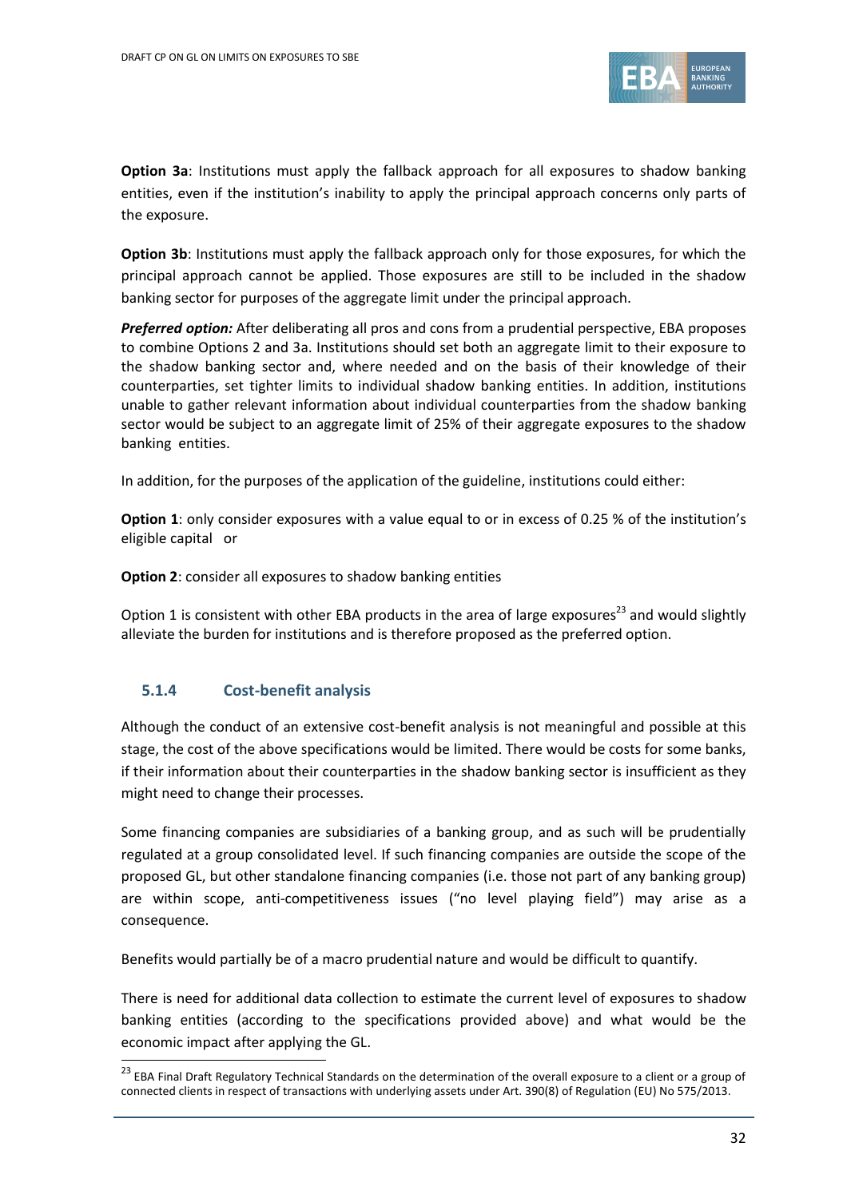**Option 3a**: Institutions must apply the fallback approach for all exposures to shadow banking entities, even if the institution's inability to apply the principal approach concerns only parts of the exposure.

**Option 3b**: Institutions must apply the fallback approach only for those exposures, for which the principal approach cannot be applied. Those exposures are still to be included in the shadow banking sector for purposes of the aggregate limit under the principal approach.

***Preferred option:*** After deliberating all pros and cons from a prudential perspective, EBA proposes to combine Options 2 and 3a. Institutions should set both an aggregate limit to their exposure to the shadow banking sector and, where needed and on the basis of their knowledge of their counterparties, set tighter limits to individual shadow banking entities. In addition, institutions unable to gather relevant information about individual counterparties from the shadow banking sector would be subject to an aggregate limit of 25% of their aggregate exposures to the shadow banking entities.

In addition, for the purposes of the application of the guideline, institutions could either:

**Option 1**: only consider exposures with a value equal to or in excess of 0.25 % of the institution's eligible capital or

**Option 2**: consider all exposures to shadow banking entities

Option 1 is consistent with other EBA products in the area of large exposures[23] and would slightly alleviate the burden for institutions and is therefore proposed as the preferred option.

### 5.1.4 Cost-benefit analysis

Although the conduct of an extensive cost-benefit analysis is not meaningful and possible at this stage, the cost of the above specifications would be limited. There would be costs for some banks, if their information about their counterparties in the shadow banking sector is insufficient as they might need to change their processes.

Some financing companies are subsidiaries of a banking group, and as such will be prudentially regulated at a group consolidated level. If such financing companies are outside the scope of the proposed GL, but other standalone financing companies (i.e. those not part of any banking group) are within scope, anti-competitiveness issues ("no level playing field") may arise as a consequence.

Benefits would partially be of a macro prudential nature and would be difficult to quantify.

There is need for additional data collection to estimate the current level of exposures to shadow banking entities (according to the specifications provided above) and what would be the economic impact after applying the GL.

[23] EBA Final Draft Regulatory Technical Standards on the determination of the overall exposure to a client or a group of connected clients in respect of transactions with underlying assets under Art. 390(8) of Regulation (EU) No 575/2013.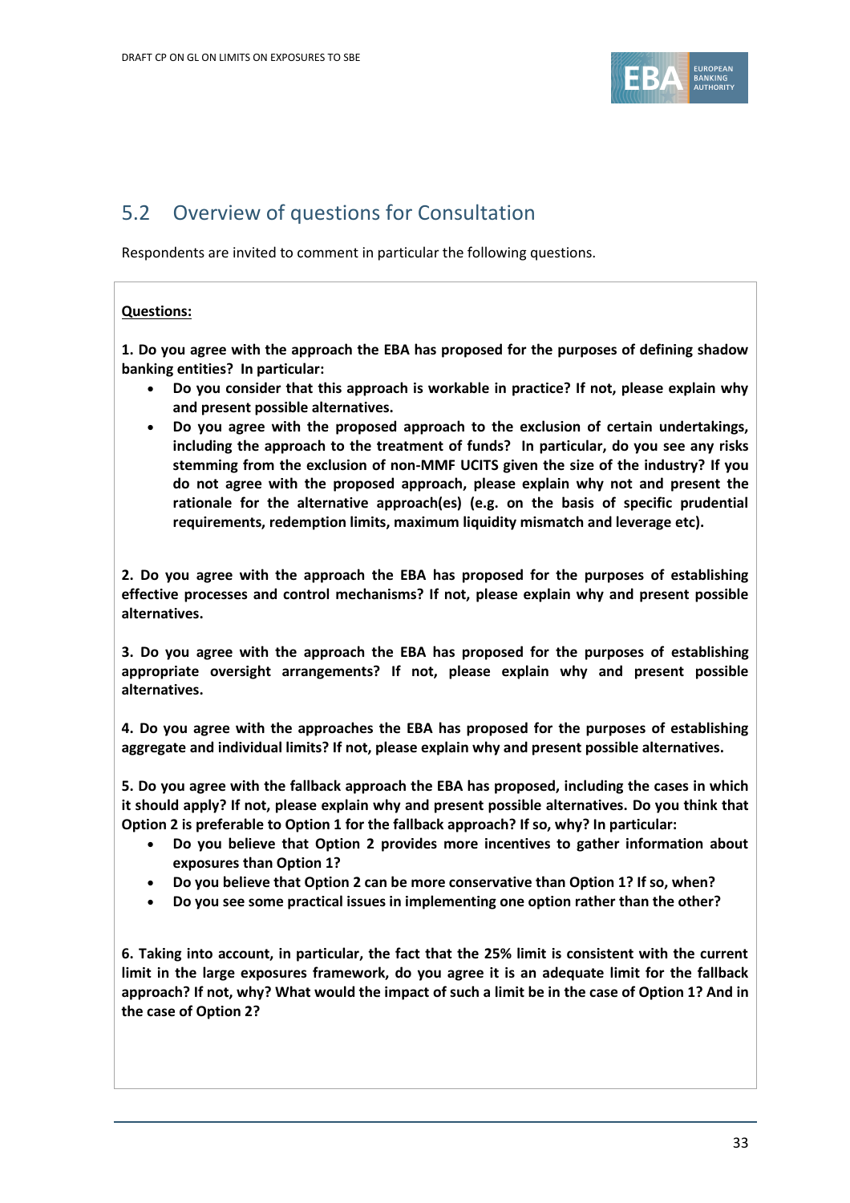## 5.2 Overview of questions for Consultation

Respondents are invited to comment in particular the following questions.

**Questions:**

**1. Do you agree with the approach the EBA has proposed for the purposes of defining shadow banking entities? In particular:**

- **Do you consider that this approach is workable in practice? If not, please explain why and present possible alternatives.**
- **Do you agree with the proposed approach to the exclusion of certain undertakings, including the approach to the treatment of funds? In particular, do you see any risks stemming from the exclusion of non-MMF UCITS given the size of the industry? If you do not agree with the proposed approach, please explain why not and present the rationale for the alternative approach(es) (e.g. on the basis of specific prudential requirements, redemption limits, maximum liquidity mismatch and leverage etc).**

**2. Do you agree with the approach the EBA has proposed for the purposes of establishing effective processes and control mechanisms? If not, please explain why and present possible alternatives.**

**3. Do you agree with the approach the EBA has proposed for the purposes of establishing appropriate oversight arrangements? If not, please explain why and present possible alternatives.**

**4. Do you agree with the approaches the EBA has proposed for the purposes of establishing aggregate and individual limits? If not, please explain why and present possible alternatives.**

**5. Do you agree with the fallback approach the EBA has proposed, including the cases in which it should apply? If not, please explain why and present possible alternatives. Do you think that Option 2 is preferable to Option 1 for the fallback approach? If so, why? In particular:**

- **Do you believe that Option 2 provides more incentives to gather information about exposures than Option 1?**
- **Do you believe that Option 2 can be more conservative than Option 1? If so, when?**
- **Do you see some practical issues in implementing one option rather than the other?**

**6. Taking into account, in particular, the fact that the 25% limit is consistent with the current limit in the large exposures framework, do you agree it is an adequate limit for the fallback approach? If not, why? What would the impact of such a limit be in the case of Option 1? And in the case of Option 2?**